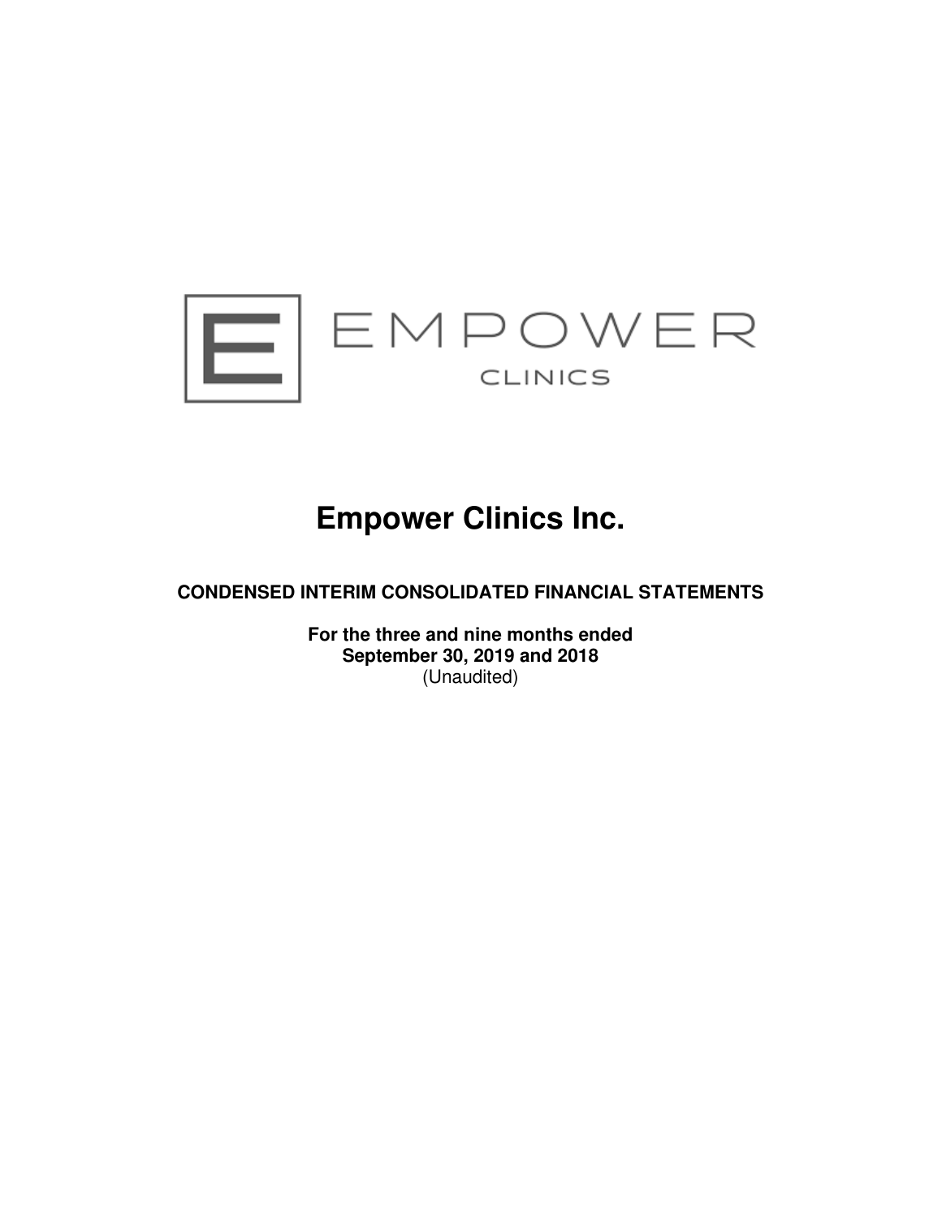# Empower Clinics Inc.

**CONDENSED INTERIM CONSOLIDATED FINANCIAL STATEMENTS**

**For the three and nine months ended**
**September 30, 2019 and 2018**
(Unaudited)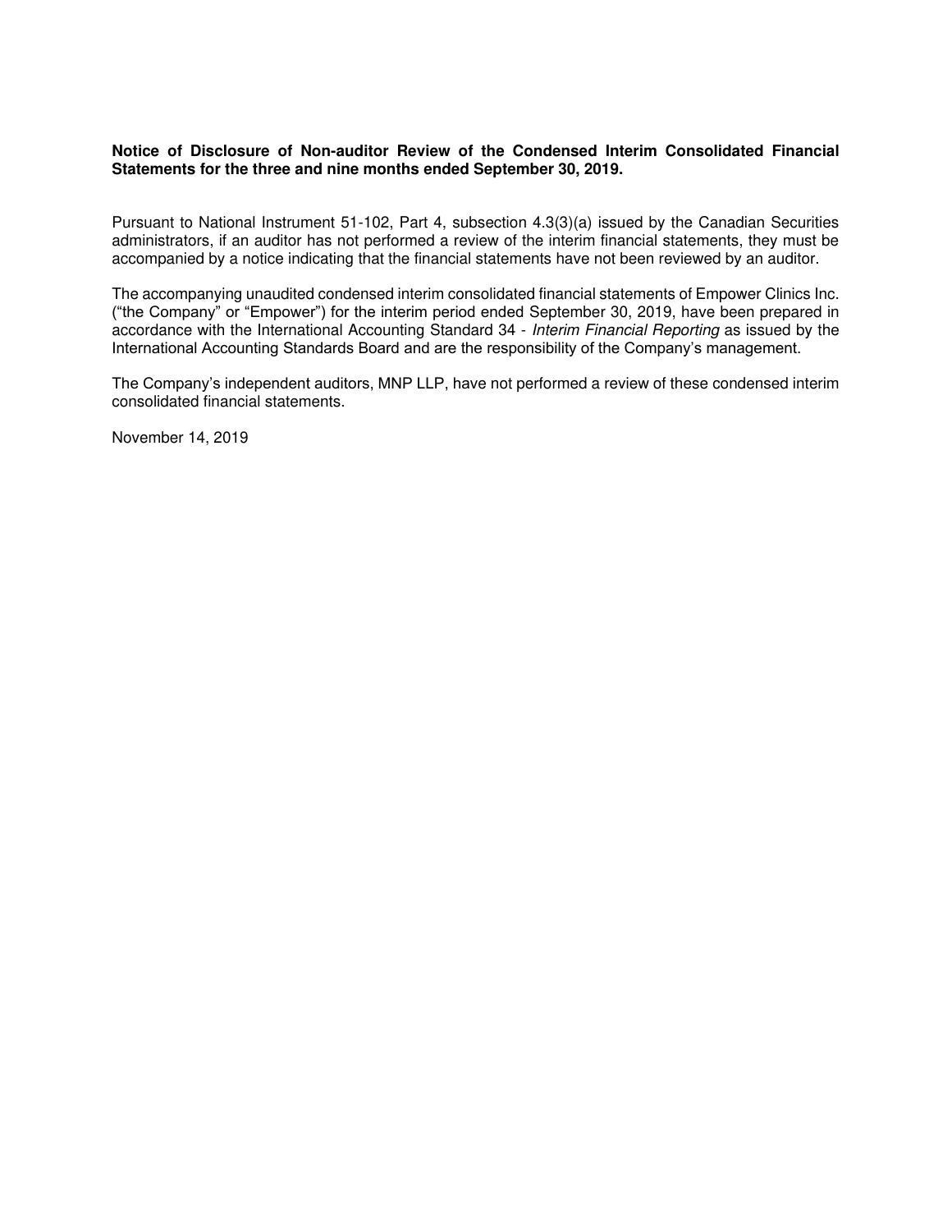**Notice of Disclosure of Non-auditor Review of the Condensed Interim Consolidated Financial Statements for the three and nine months ended September 30, 2019.**

Pursuant to National Instrument 51-102, Part 4, subsection 4.3(3)(a) issued by the Canadian Securities administrators, if an auditor has not performed a review of the interim financial statements, they must be accompanied by a notice indicating that the financial statements have not been reviewed by an auditor.

The accompanying unaudited condensed interim consolidated financial statements of Empower Clinics Inc. ("the Company" or "Empower") for the interim period ended September 30, 2019, have been prepared in accordance with the International Accounting Standard 34 - *Interim Financial Reporting* as issued by the International Accounting Standards Board and are the responsibility of the Company's management.

The Company's independent auditors, MNP LLP, have not performed a review of these condensed interim consolidated financial statements.

November 14, 2019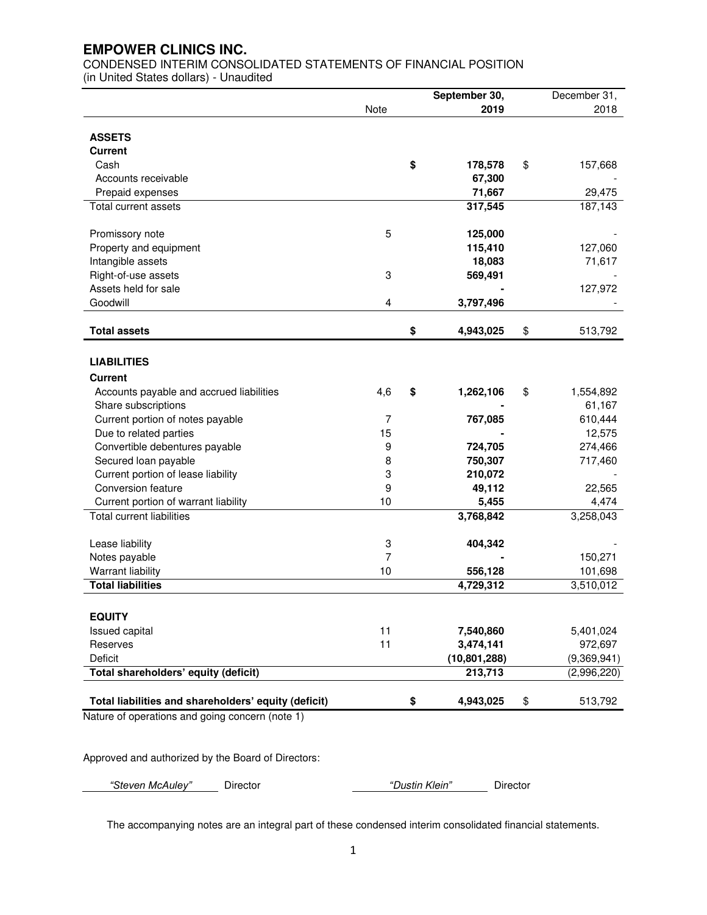# EMPOWER CLINICS INC.

CONDENSED INTERIM CONSOLIDATED STATEMENTS OF FINANCIAL POSITION
(in United States dollars) - Unaudited

| | Note | September 30, 2019 | December 31, 2018 |
|---|---|---|---|
| **ASSETS** | | | |
| **Current** | | | |
| Cash | | **$ 178,578** | $ 157,668 |
| Accounts receivable | | **67,300** | - |
| Prepaid expenses | | **71,667** | 29,475 |
| Total current assets | | **317,545** | 187,143 |
| Promissory note | 5 | **125,000** | - |
| Property and equipment | | **115,410** | 127,060 |
| Intangible assets | | **18,083** | 71,617 |
| Right-of-use assets | 3 | **569,491** | - |
| Assets held for sale | | **-** | 127,972 |
| Goodwill | 4 | **3,797,496** | - |
| **Total assets** | | **$ 4,943,025** | $ 513,792 |
| **LIABILITIES** | | | |
| **Current** | | | |
| Accounts payable and accrued liabilities | 4,6 | **$ 1,262,106** | $ 1,554,892 |
| Share subscriptions | | **-** | 61,167 |
| Current portion of notes payable | 7 | **767,085** | 610,444 |
| Due to related parties | 15 | **-** | 12,575 |
| Convertible debentures payable | 9 | **724,705** | 274,466 |
| Secured loan payable | 8 | **750,307** | 717,460 |
| Current portion of lease liability | 3 | **210,072** | - |
| Conversion feature | 9 | **49,112** | 22,565 |
| Current portion of warrant liability | 10 | **5,455** | 4,474 |
| Total current liabilities | | **3,768,842** | 3,258,043 |
| Lease liability | 3 | **404,342** | - |
| Notes payable | 7 | **-** | 150,271 |
| Warrant liability | 10 | **556,128** | 101,698 |
| **Total liabilities** | | **4,729,312** | 3,510,012 |
| **EQUITY** | | | |
| Issued capital | 11 | **7,540,860** | 5,401,024 |
| Reserves | 11 | **3,474,141** | 972,697 |
| Deficit | | **(10,801,288)** | (9,369,941) |
| **Total shareholders' equity (deficit)** | | **213,713** | (2,996,220) |
| **Total liabilities and shareholders' equity (deficit)** | | **$ 4,943,025** | $ 513,792 |

Nature of operations and going concern (note 1)

Approved and authorized by the Board of Directors:

*"Steven McAuley"* Director          *"Dustin Klein"* Director

The accompanying notes are an integral part of these condensed interim consolidated financial statements.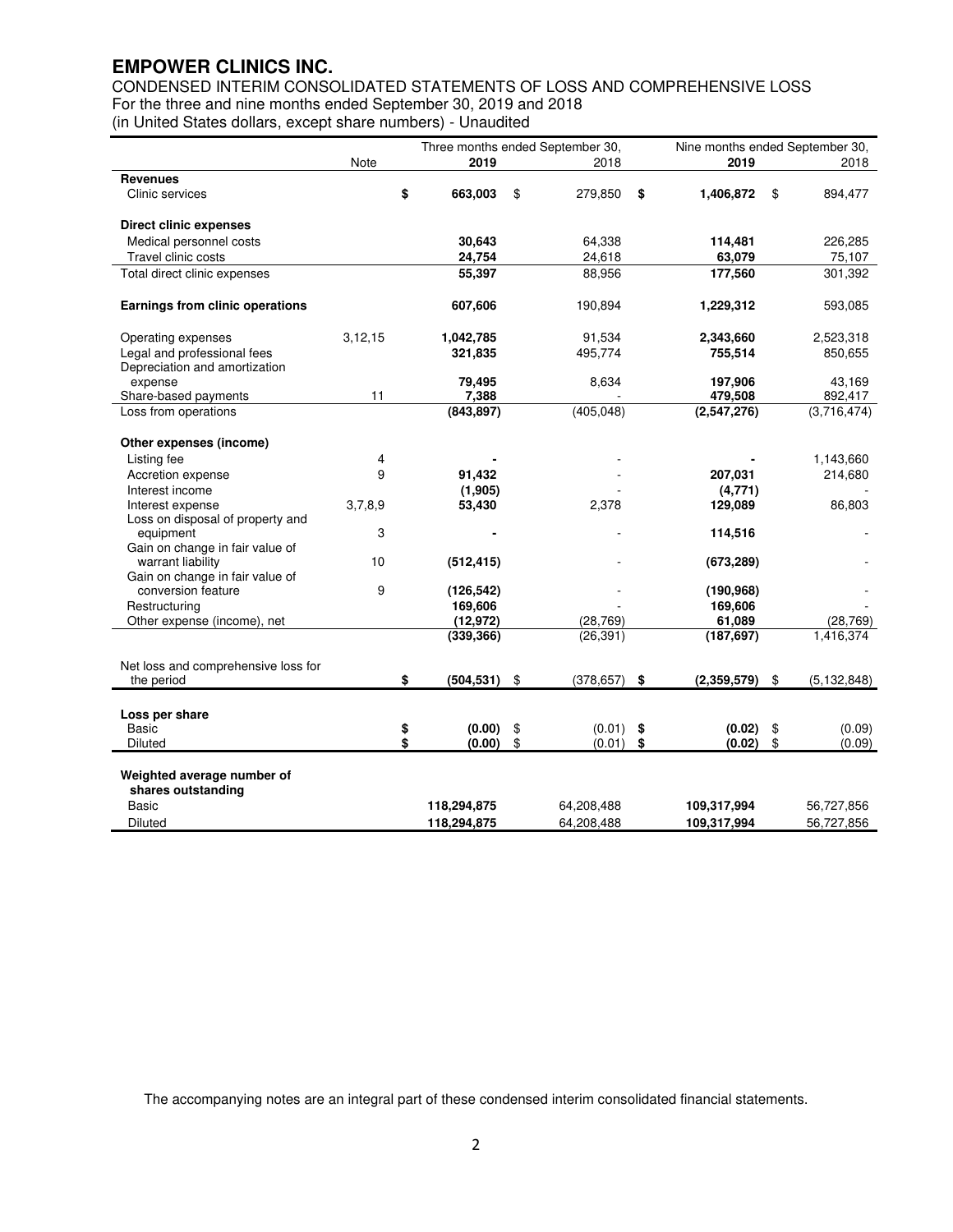# EMPOWER CLINICS INC.

CONDENSED INTERIM CONSOLIDATED STATEMENTS OF LOSS AND COMPREHENSIVE LOSS
For the three and nine months ended September 30, 2019 and 2018
(in United States dollars, except share numbers) - Unaudited

| | Note | Three months ended September 30, 2019 | Three months ended September 30, 2018 | Nine months ended September 30, 2019 | Nine months ended September 30, 2018 |
|---|---|---|---|---|---|
| **Revenues** | | | | | |
| Clinic services | | **$ 663,003** | $ 279,850 | **$ 1,406,872** | $ 894,477 |
| | | | | | |
| **Direct clinic expenses** | | | | | |
| Medical personnel costs | | **30,643** | 64,338 | **114,481** | 226,285 |
| Travel clinic costs | | **24,754** | 24,618 | **63,079** | 75,107 |
| Total direct clinic expenses | | **55,397** | 88,956 | **177,560** | 301,392 |
| | | | | | |
| **Earnings from clinic operations** | | **607,606** | 190,894 | **1,229,312** | 593,085 |
| | | | | | |
| Operating expenses | 3,12,15 | **1,042,785** | 91,534 | **2,343,660** | 2,523,318 |
| Legal and professional fees | | **321,835** | 495,774 | **755,514** | 850,655 |
| Depreciation and amortization expense | | **79,495** | 8,634 | **197,906** | 43,169 |
| Share-based payments | 11 | **7,388** | - | **479,508** | 892,417 |
| Loss from operations | | **(843,897)** | (405,048) | **(2,547,276)** | (3,716,474) |
| | | | | | |
| **Other expenses (income)** | | | | | |
| Listing fee | 4 | **-** | - | **-** | 1,143,660 |
| Accretion expense | 9 | **91,432** | - | **207,031** | 214,680 |
| Interest income | | **(1,905)** | - | **(4,771)** | - |
| Interest expense | 3,7,8,9 | **53,430** | 2,378 | **129,089** | 86,803 |
| Loss on disposal of property and equipment | 3 | **-** | - | **114,516** | - |
| Gain on change in fair value of warrant liability | 10 | **(512,415)** | - | **(673,289)** | - |
| Gain on change in fair value of conversion feature | 9 | **(126,542)** | - | **(190,968)** | - |
| Restructuring | | **169,606** | - | **169,606** | - |
| Other expense (income), net | | **(12,972)** | (28,769) | **61,089** | (28,769) |
| | | **(339,366)** | (26,391) | **(187,697)** | 1,416,374 |
| | | | | | |
| Net loss and comprehensive loss for the period | | **$ (504,531)** | $ (378,657) | **$ (2,359,579)** | $ (5,132,848) |
| | | | | | |
| **Loss per share** | | | | | |
| Basic | | **$ (0.00)** | $ (0.01) | **$ (0.02)** | $ (0.09) |
| Diluted | | **$ (0.00)** | $ (0.01) | **$ (0.02)** | $ (0.09) |
| | | | | | |
| **Weighted average number of shares outstanding** | | | | | |
| Basic | | **118,294,875** | 64,208,488 | **109,317,994** | 56,727,856 |
| Diluted | | **118,294,875** | 64,208,488 | **109,317,994** | 56,727,856 |

The accompanying notes are an integral part of these condensed interim consolidated financial statements.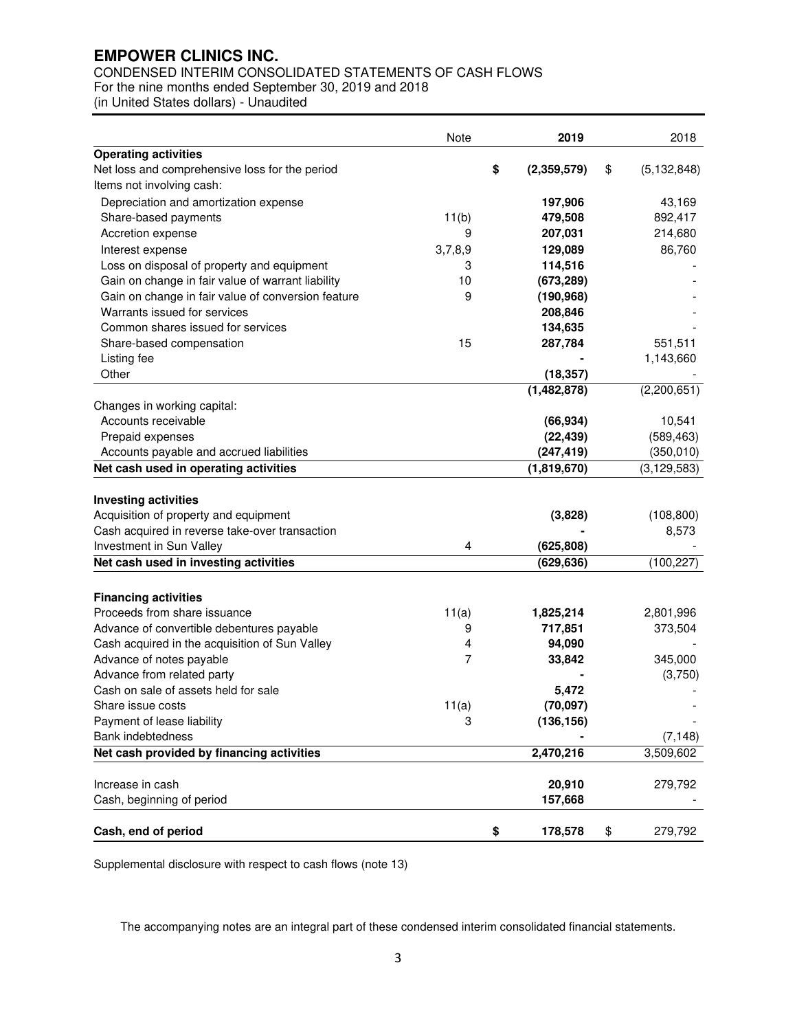# EMPOWER CLINICS INC.

CONDENSED INTERIM CONSOLIDATED STATEMENTS OF CASH FLOWS
For the nine months ended September 30, 2019 and 2018
(in United States dollars) - Unaudited

| | Note | 2019 | 2018 |
|---|---|---|---|
| **Operating activities** | | | |
| Net loss and comprehensive loss for the period | | $ **(2,359,579)** | $ (5,132,848) |
| Items not involving cash: | | | |
| Depreciation and amortization expense | | **197,906** | 43,169 |
| Share-based payments | 11(b) | **479,508** | 892,417 |
| Accretion expense | 9 | **207,031** | 214,680 |
| Interest expense | 3,7,8,9 | **129,089** | 86,760 |
| Loss on disposal of property and equipment | 3 | **114,516** | - |
| Gain on change in fair value of warrant liability | 10 | **(673,289)** | - |
| Gain on change in fair value of conversion feature | 9 | **(190,968)** | - |
| Warrants issued for services | | **208,846** | - |
| Common shares issued for services | | **134,635** | - |
| Share-based compensation | 15 | **287,784** | 551,511 |
| Listing fee | | **-** | 1,143,660 |
| Other | | **(18,357)** | - |
| | | **(1,482,878)** | (2,200,651) |
| Changes in working capital: | | | |
| Accounts receivable | | **(66,934)** | 10,541 |
| Prepaid expenses | | **(22,439)** | (589,463) |
| Accounts payable and accrued liabilities | | **(247,419)** | (350,010) |
| **Net cash used in operating activities** | | **(1,819,670)** | (3,129,583) |
| | | | |
| **Investing activities** | | | |
| Acquisition of property and equipment | | **(3,828)** | (108,800) |
| Cash acquired in reverse take-over transaction | | **-** | 8,573 |
| Investment in Sun Valley | 4 | **(625,808)** | - |
| **Net cash used in investing activities** | | **(629,636)** | (100,227) |
| | | | |
| **Financing activities** | | | |
| Proceeds from share issuance | 11(a) | **1,825,214** | 2,801,996 |
| Advance of convertible debentures payable | 9 | **717,851** | 373,504 |
| Cash acquired in the acquisition of Sun Valley | 4 | **94,090** | - |
| Advance of notes payable | 7 | **33,842** | 345,000 |
| Advance from related party | | **-** | (3,750) |
| Cash on sale of assets held for sale | | **5,472** | - |
| Share issue costs | 11(a) | **(70,097)** | - |
| Payment of lease liability | 3 | **(136,156)** | - |
| Bank indebtedness | | **-** | (7,148) |
| **Net cash provided by financing activities** | | **2,470,216** | 3,509,602 |
| | | | |
| Increase in cash | | **20,910** | 279,792 |
| Cash, beginning of period | | **157,668** | - |
| | | | |
| **Cash, end of period** | | **$ 178,578** | $ 279,792 |

Supplemental disclosure with respect to cash flows (note 13)

The accompanying notes are an integral part of these condensed interim consolidated financial statements.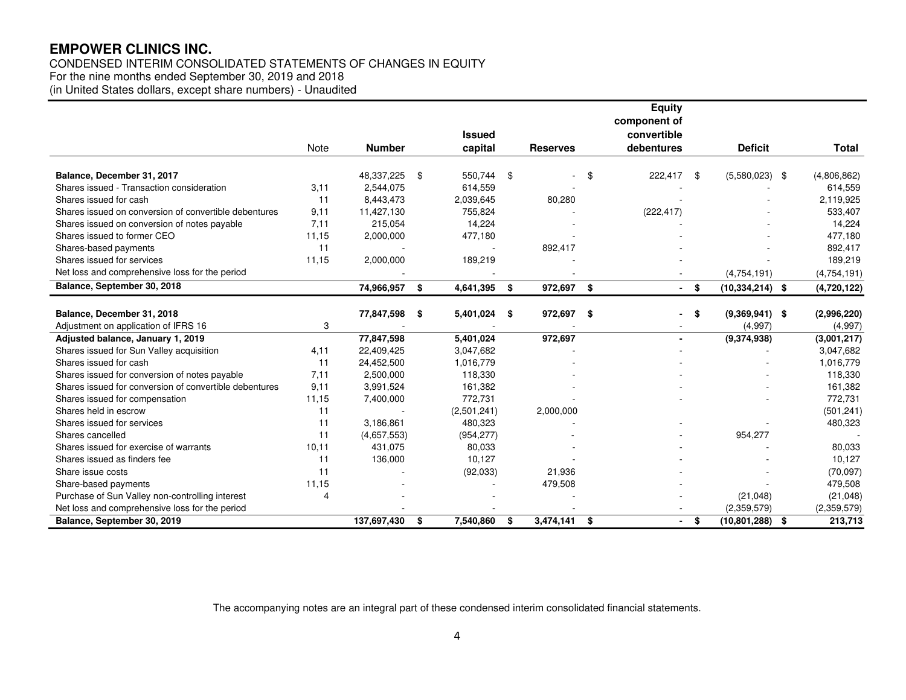# EMPOWER CLINICS INC.

CONDENSED INTERIM CONSOLIDATED STATEMENTS OF CHANGES IN EQUITY
For the nine months ended September 30, 2019 and 2018
(in United States dollars, except share numbers) - Unaudited

| | Note | Number | Issued capital | Reserves | Equity component of convertible debentures | Deficit | Total |
|---|---|---|---|---|---|---|---|
| **Balance, December 31, 2017** | | 48,337,225 | $ 550,744 | $ - | $ 222,417 | $ (5,580,023) | $ (4,806,862) |
| Shares issued - Transaction consideration | 3,11 | 2,544,075 | 614,559 | - | - | - | 614,559 |
| Shares issued for cash | 11 | 8,443,473 | 2,039,645 | 80,280 | - | - | 2,119,925 |
| Shares issued on conversion of convertible debentures | 9,11 | 11,427,130 | 755,824 | - | (222,417) | - | 533,407 |
| Shares issued on conversion of notes payable | 7,11 | 215,054 | 14,224 | - | - | - | 14,224 |
| Shares issued to former CEO | 11,15 | 2,000,000 | 477,180 | - | - | - | 477,180 |
| Shares-based payments | 11 | - | - | 892,417 | - | - | 892,417 |
| Shares issued for services | 11,15 | 2,000,000 | 189,219 | - | - | - | 189,219 |
| Net loss and comprehensive loss for the period | | - | - | - | - | (4,754,191) | (4,754,191) |
| **Balance, September 30, 2018** | | **74,966,957** | **$ 4,641,395** | **$ 972,697** | **$ -** | **$ (10,334,214)** | **$ (4,720,122)** |
| | | | | | | | |
| **Balance, December 31, 2018** | | **77,847,598** | **$ 5,401,024** | **$ 972,697** | **$ -** | **$ (9,369,941)** | **$ (2,996,220)** |
| Adjustment on application of IFRS 16 | 3 | - | - | - | - | (4,997) | (4,997) |
| **Adjusted balance, January 1, 2019** | | **77,847,598** | **5,401,024** | **972,697** | **-** | **(9,374,938)** | **(3,001,217)** |
| Shares issued for Sun Valley acquisition | 4,11 | 22,409,425 | 3,047,682 | - | - | - | 3,047,682 |
| Shares issued for cash | 11 | 24,452,500 | 1,016,779 | - | - | - | 1,016,779 |
| Shares issued for conversion of notes payable | 7,11 | 2,500,000 | 118,330 | - | - | - | 118,330 |
| Shares issued for conversion of convertible debentures | 9,11 | 3,991,524 | 161,382 | - | - | - | 161,382 |
| Shares issued for compensation | 11,15 | 7,400,000 | 772,731 | - | - | - | 772,731 |
| Shares held in escrow | 11 | - | (2,501,241) | 2,000,000 | | | (501,241) |
| Shares issued for services | 11 | 3,186,861 | 480,323 | - | - | - | 480,323 |
| Shares cancelled | 11 | (4,657,553) | (954,277) | - | - | 954,277 | - |
| Shares issued for exercise of warrants | 10,11 | 431,075 | 80,033 | - | - | - | 80,033 |
| Shares issued as finders fee | 11 | 136,000 | 10,127 | - | - | - | 10,127 |
| Share issue costs | 11 | - | (92,033) | 21,936 | - | - | (70,097) |
| Share-based payments | 11,15 | - | - | 479,508 | - | - | 479,508 |
| Purchase of Sun Valley non-controlling interest | 4 | - | - | - | - | (21,048) | (21,048) |
| Net loss and comprehensive loss for the period | | - | - | - | - | (2,359,579) | (2,359,579) |
| **Balance, September 30, 2019** | | **137,697,430** | **$ 7,540,860** | **$ 3,474,141** | **$ -** | **$ (10,801,288)** | **$ 213,713** |

The accompanying notes are an integral part of these condensed interim consolidated financial statements.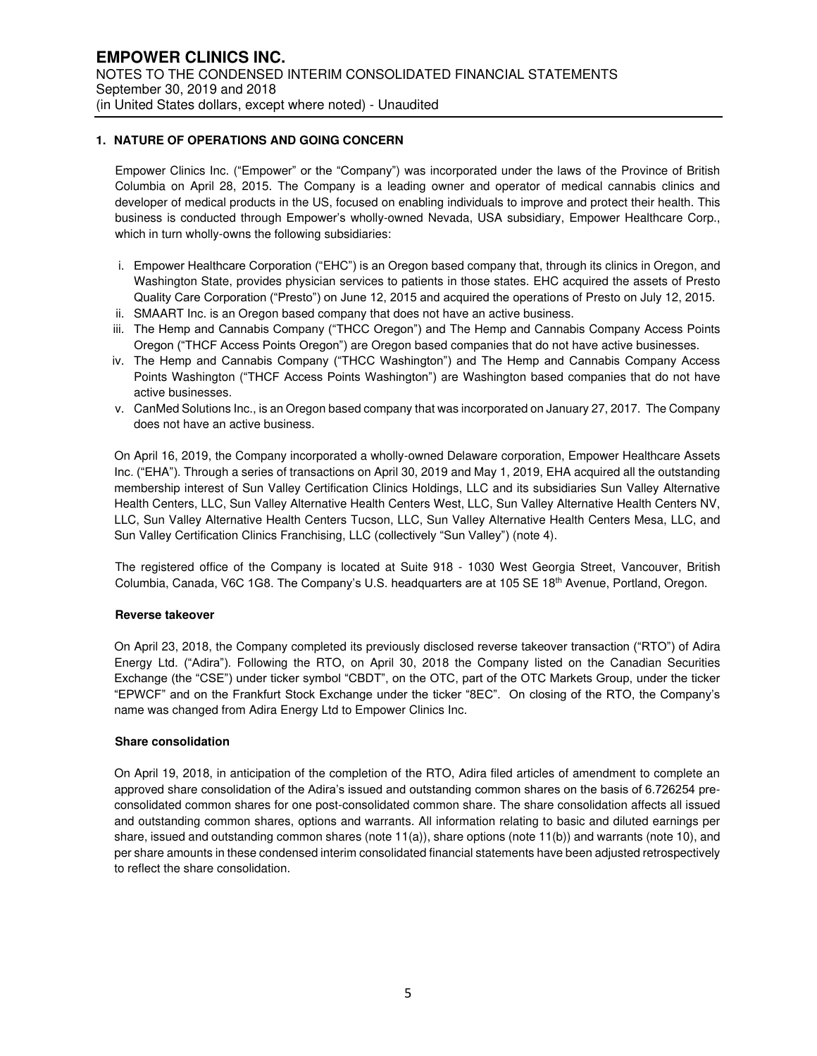## 1. NATURE OF OPERATIONS AND GOING CONCERN

Empower Clinics Inc. ("Empower" or the "Company") was incorporated under the laws of the Province of British Columbia on April 28, 2015. The Company is a leading owner and operator of medical cannabis clinics and developer of medical products in the US, focused on enabling individuals to improve and protect their health. This business is conducted through Empower's wholly-owned Nevada, USA subsidiary, Empower Healthcare Corp., which in turn wholly-owns the following subsidiaries:

i. Empower Healthcare Corporation ("EHC") is an Oregon based company that, through its clinics in Oregon, and Washington State, provides physician services to patients in those states. EHC acquired the assets of Presto Quality Care Corporation ("Presto") on June 12, 2015 and acquired the operations of Presto on July 12, 2015.
ii. SMAART Inc. is an Oregon based company that does not have an active business.
iii. The Hemp and Cannabis Company ("THCC Oregon") and The Hemp and Cannabis Company Access Points Oregon ("THCF Access Points Oregon") are Oregon based companies that do not have active businesses.
iv. The Hemp and Cannabis Company ("THCC Washington") and The Hemp and Cannabis Company Access Points Washington ("THCF Access Points Washington") are Washington based companies that do not have active businesses.
v. CanMed Solutions Inc., is an Oregon based company that was incorporated on January 27, 2017. The Company does not have an active business.

On April 16, 2019, the Company incorporated a wholly-owned Delaware corporation, Empower Healthcare Assets Inc. ("EHA"). Through a series of transactions on April 30, 2019 and May 1, 2019, EHA acquired all the outstanding membership interest of Sun Valley Certification Clinics Holdings, LLC and its subsidiaries Sun Valley Alternative Health Centers, LLC, Sun Valley Alternative Health Centers West, LLC, Sun Valley Alternative Health Centers NV, LLC, Sun Valley Alternative Health Centers Tucson, LLC, Sun Valley Alternative Health Centers Mesa, LLC, and Sun Valley Certification Clinics Franchising, LLC (collectively "Sun Valley") (note 4).

The registered office of the Company is located at Suite 918 - 1030 West Georgia Street, Vancouver, British Columbia, Canada, V6C 1G8. The Company's U.S. headquarters are at 105 SE 18th Avenue, Portland, Oregon.

### Reverse takeover

On April 23, 2018, the Company completed its previously disclosed reverse takeover transaction ("RTO") of Adira Energy Ltd. ("Adira"). Following the RTO, on April 30, 2018 the Company listed on the Canadian Securities Exchange (the "CSE") under ticker symbol "CBDT", on the OTC, part of the OTC Markets Group, under the ticker "EPWCF" and on the Frankfurt Stock Exchange under the ticker "8EC". On closing of the RTO, the Company's name was changed from Adira Energy Ltd to Empower Clinics Inc.

### Share consolidation

On April 19, 2018, in anticipation of the completion of the RTO, Adira filed articles of amendment to complete an approved share consolidation of the Adira's issued and outstanding common shares on the basis of 6.726254 pre-consolidated common shares for one post-consolidated common share. The share consolidation affects all issued and outstanding common shares, options and warrants. All information relating to basic and diluted earnings per share, issued and outstanding common shares (note 11(a)), share options (note 11(b)) and warrants (note 10), and per share amounts in these condensed interim consolidated financial statements have been adjusted retrospectively to reflect the share consolidation.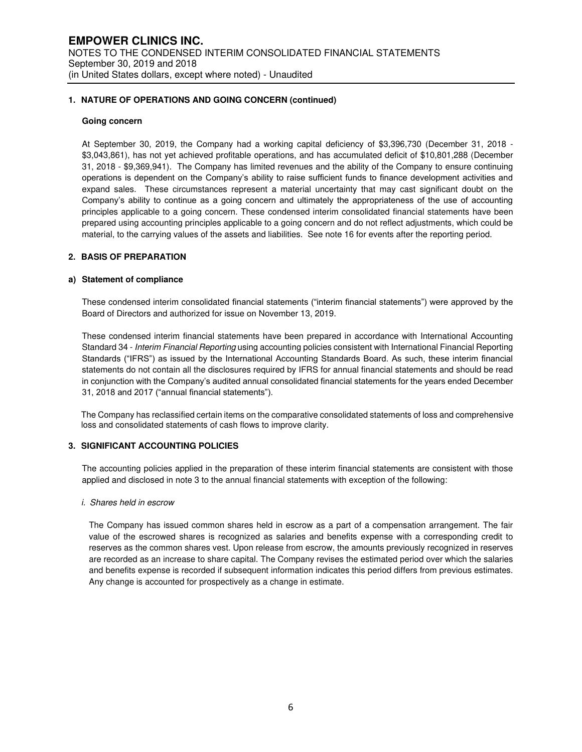## 1. NATURE OF OPERATIONS AND GOING CONCERN (continued)

### Going concern

At September 30, 2019, the Company had a working capital deficiency of $3,396,730 (December 31, 2018 - $3,043,861), has not yet achieved profitable operations, and has accumulated deficit of $10,801,288 (December 31, 2018 - $9,369,941). The Company has limited revenues and the ability of the Company to ensure continuing operations is dependent on the Company's ability to raise sufficient funds to finance development activities and expand sales. These circumstances represent a material uncertainty that may cast significant doubt on the Company's ability to continue as a going concern and ultimately the appropriateness of the use of accounting principles applicable to a going concern. These condensed interim consolidated financial statements have been prepared using accounting principles applicable to a going concern and do not reflect adjustments, which could be material, to the carrying values of the assets and liabilities. See note 16 for events after the reporting period.

## 2. BASIS OF PREPARATION

### a) Statement of compliance

These condensed interim consolidated financial statements ("interim financial statements") were approved by the Board of Directors and authorized for issue on November 13, 2019.

These condensed interim financial statements have been prepared in accordance with International Accounting Standard 34 - *Interim Financial Reporting* using accounting policies consistent with International Financial Reporting Standards ("IFRS") as issued by the International Accounting Standards Board. As such, these interim financial statements do not contain all the disclosures required by IFRS for annual financial statements and should be read in conjunction with the Company's audited annual consolidated financial statements for the years ended December 31, 2018 and 2017 ("annual financial statements").

The Company has reclassified certain items on the comparative consolidated statements of loss and comprehensive loss and consolidated statements of cash flows to improve clarity.

## 3. SIGNIFICANT ACCOUNTING POLICIES

The accounting policies applied in the preparation of these interim financial statements are consistent with those applied and disclosed in note 3 to the annual financial statements with exception of the following:

*i. Shares held in escrow*

The Company has issued common shares held in escrow as a part of a compensation arrangement. The fair value of the escrowed shares is recognized as salaries and benefits expense with a corresponding credit to reserves as the common shares vest. Upon release from escrow, the amounts previously recognized in reserves are recorded as an increase to share capital. The Company revises the estimated period over which the salaries and benefits expense is recorded if subsequent information indicates this period differs from previous estimates. Any change is accounted for prospectively as a change in estimate.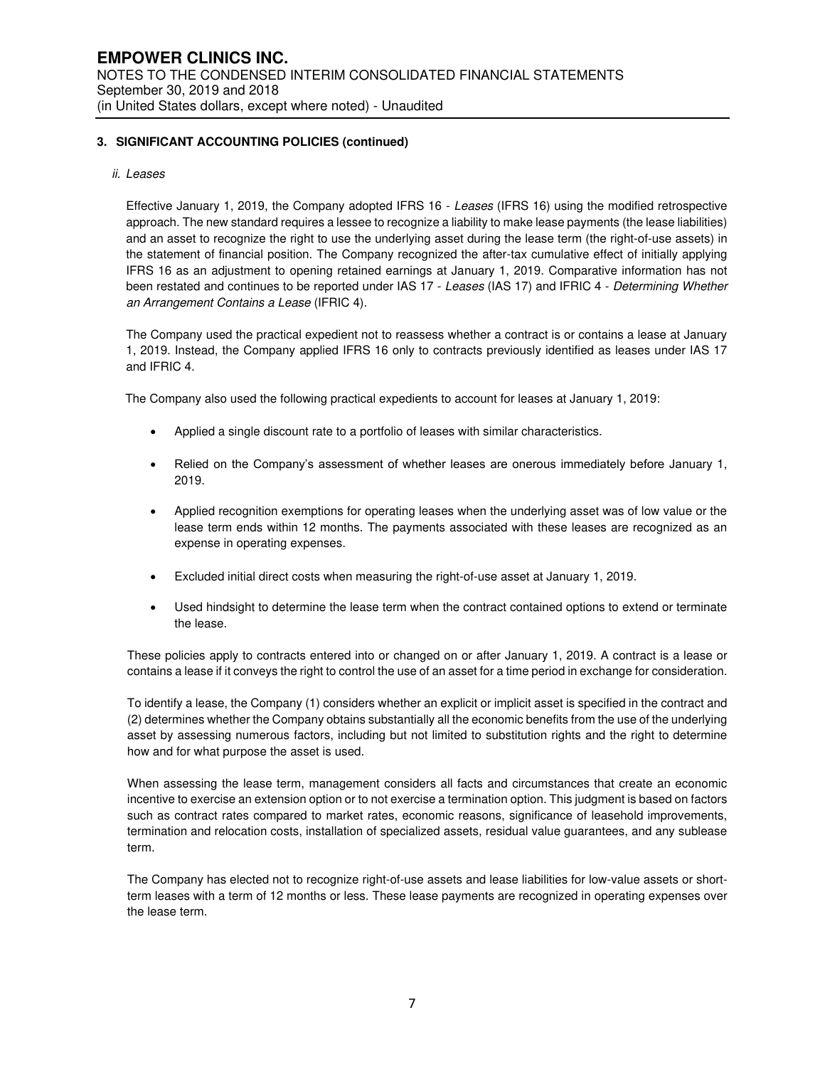### 3. SIGNIFICANT ACCOUNTING POLICIES (continued)

*ii. Leases*

Effective January 1, 2019, the Company adopted IFRS 16 - *Leases* (IFRS 16) using the modified retrospective approach. The new standard requires a lessee to recognize a liability to make lease payments (the lease liabilities) and an asset to recognize the right to use the underlying asset during the lease term (the right-of-use assets) in the statement of financial position. The Company recognized the after-tax cumulative effect of initially applying IFRS 16 as an adjustment to opening retained earnings at January 1, 2019. Comparative information has not been restated and continues to be reported under IAS 17 - *Leases* (IAS 17) and IFRIC 4 - *Determining Whether an Arrangement Contains a Lease* (IFRIC 4).

The Company used the practical expedient not to reassess whether a contract is or contains a lease at January 1, 2019. Instead, the Company applied IFRS 16 only to contracts previously identified as leases under IAS 17 and IFRIC 4.

The Company also used the following practical expedients to account for leases at January 1, 2019:

- Applied a single discount rate to a portfolio of leases with similar characteristics.
- Relied on the Company's assessment of whether leases are onerous immediately before January 1, 2019.
- Applied recognition exemptions for operating leases when the underlying asset was of low value or the lease term ends within 12 months. The payments associated with these leases are recognized as an expense in operating expenses.
- Excluded initial direct costs when measuring the right-of-use asset at January 1, 2019.
- Used hindsight to determine the lease term when the contract contained options to extend or terminate the lease.

These policies apply to contracts entered into or changed on or after January 1, 2019. A contract is a lease or contains a lease if it conveys the right to control the use of an asset for a time period in exchange for consideration.

To identify a lease, the Company (1) considers whether an explicit or implicit asset is specified in the contract and (2) determines whether the Company obtains substantially all the economic benefits from the use of the underlying asset by assessing numerous factors, including but not limited to substitution rights and the right to determine how and for what purpose the asset is used.

When assessing the lease term, management considers all facts and circumstances that create an economic incentive to exercise an extension option or to not exercise a termination option. This judgment is based on factors such as contract rates compared to market rates, economic reasons, significance of leasehold improvements, termination and relocation costs, installation of specialized assets, residual value guarantees, and any sublease term.

The Company has elected not to recognize right-of-use assets and lease liabilities for low-value assets or short-term leases with a term of 12 months or less. These lease payments are recognized in operating expenses over the lease term.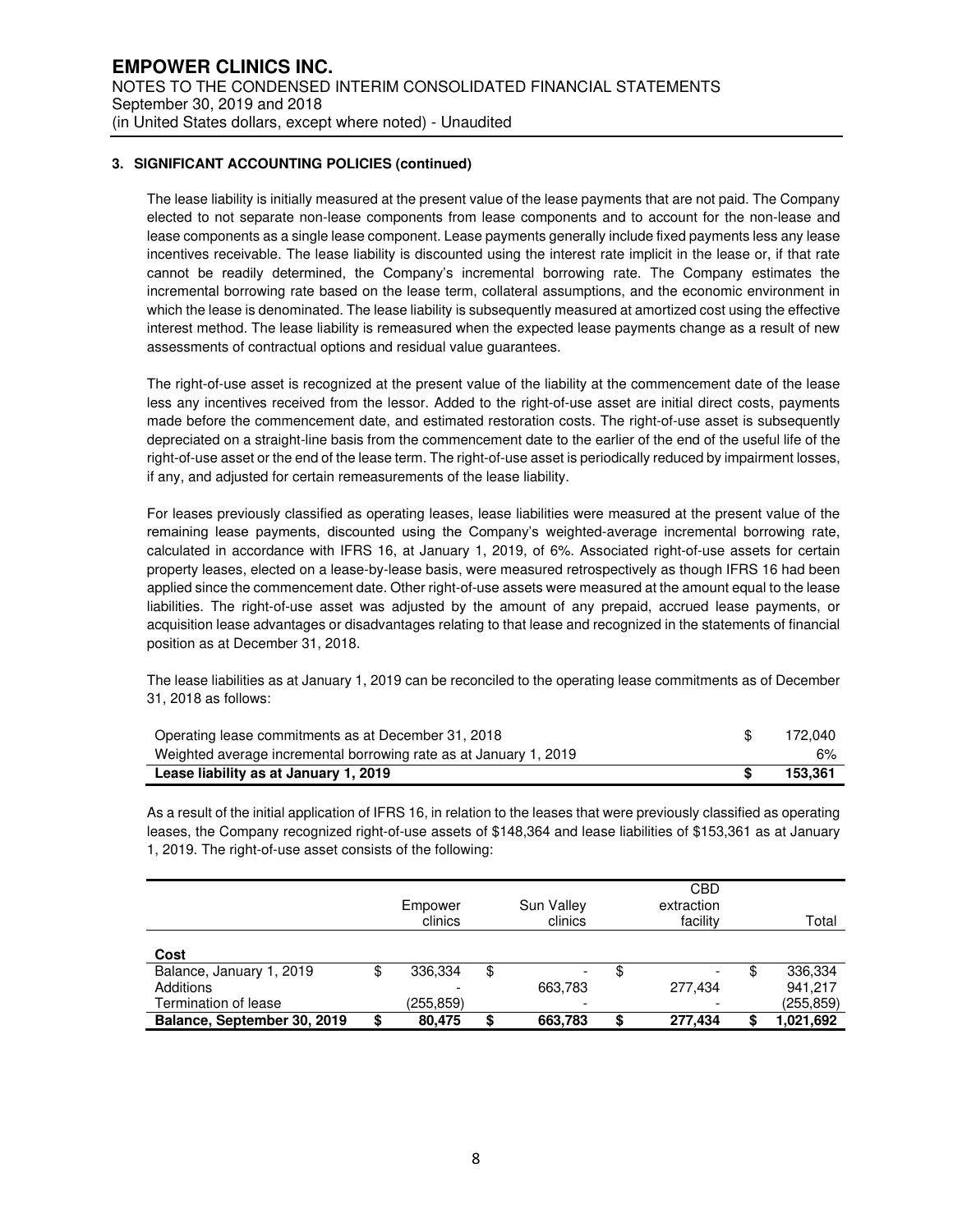# EMPOWER CLINICS INC.

NOTES TO THE CONDENSED INTERIM CONSOLIDATED FINANCIAL STATEMENTS
September 30, 2019 and 2018
(in United States dollars, except where noted) - Unaudited

### 3. SIGNIFICANT ACCOUNTING POLICIES (continued)

The lease liability is initially measured at the present value of the lease payments that are not paid. The Company elected to not separate non-lease components from lease components and to account for the non-lease and lease components as a single lease component. Lease payments generally include fixed payments less any lease incentives receivable. The lease liability is discounted using the interest rate implicit in the lease or, if that rate cannot be readily determined, the Company's incremental borrowing rate. The Company estimates the incremental borrowing rate based on the lease term, collateral assumptions, and the economic environment in which the lease is denominated. The lease liability is subsequently measured at amortized cost using the effective interest method. The lease liability is remeasured when the expected lease payments change as a result of new assessments of contractual options and residual value guarantees.

The right-of-use asset is recognized at the present value of the liability at the commencement date of the lease less any incentives received from the lessor. Added to the right-of-use asset are initial direct costs, payments made before the commencement date, and estimated restoration costs. The right-of-use asset is subsequently depreciated on a straight-line basis from the commencement date to the earlier of the end of the useful life of the right-of-use asset or the end of the lease term. The right-of-use asset is periodically reduced by impairment losses, if any, and adjusted for certain remeasurements of the lease liability.

For leases previously classified as operating leases, lease liabilities were measured at the present value of the remaining lease payments, discounted using the Company's weighted-average incremental borrowing rate, calculated in accordance with IFRS 16, at January 1, 2019, of 6%. Associated right-of-use assets for certain property leases, elected on a lease-by-lease basis, were measured retrospectively as though IFRS 16 had been applied since the commencement date. Other right-of-use assets were measured at the amount equal to the lease liabilities. The right-of-use asset was adjusted by the amount of any prepaid, accrued lease payments, or acquisition lease advantages or disadvantages relating to that lease and recognized in the statements of financial position as at December 31, 2018.

The lease liabilities as at January 1, 2019 can be reconciled to the operating lease commitments as of December 31, 2018 as follows:

| | |
|---|---|
| Operating lease commitments as at December 31, 2018 | $ 172,040 |
| Weighted average incremental borrowing rate as at January 1, 2019 | 6% |
| **Lease liability as at January 1, 2019** | **$ 153,361** |

As a result of the initial application of IFRS 16, in relation to the leases that were previously classified as operating leases, the Company recognized right-of-use assets of $148,364 and lease liabilities of $153,361 as at January 1, 2019. The right-of-use asset consists of the following:

| | Empower clinics | Sun Valley clinics | CBD extraction facility | Total |
|---|---|---|---|---|
| **Cost** | | | | |
| Balance, January 1, 2019 | $ 336,334 | $ - | $ - | $ 336,334 |
| Additions | - | 663,783 | 277,434 | 941,217 |
| Termination of lease | (255,859) | - | - | (255,859) |
| **Balance, September 30, 2019** | **$ 80,475** | **$ 663,783** | **$ 277,434** | **$ 1,021,692** |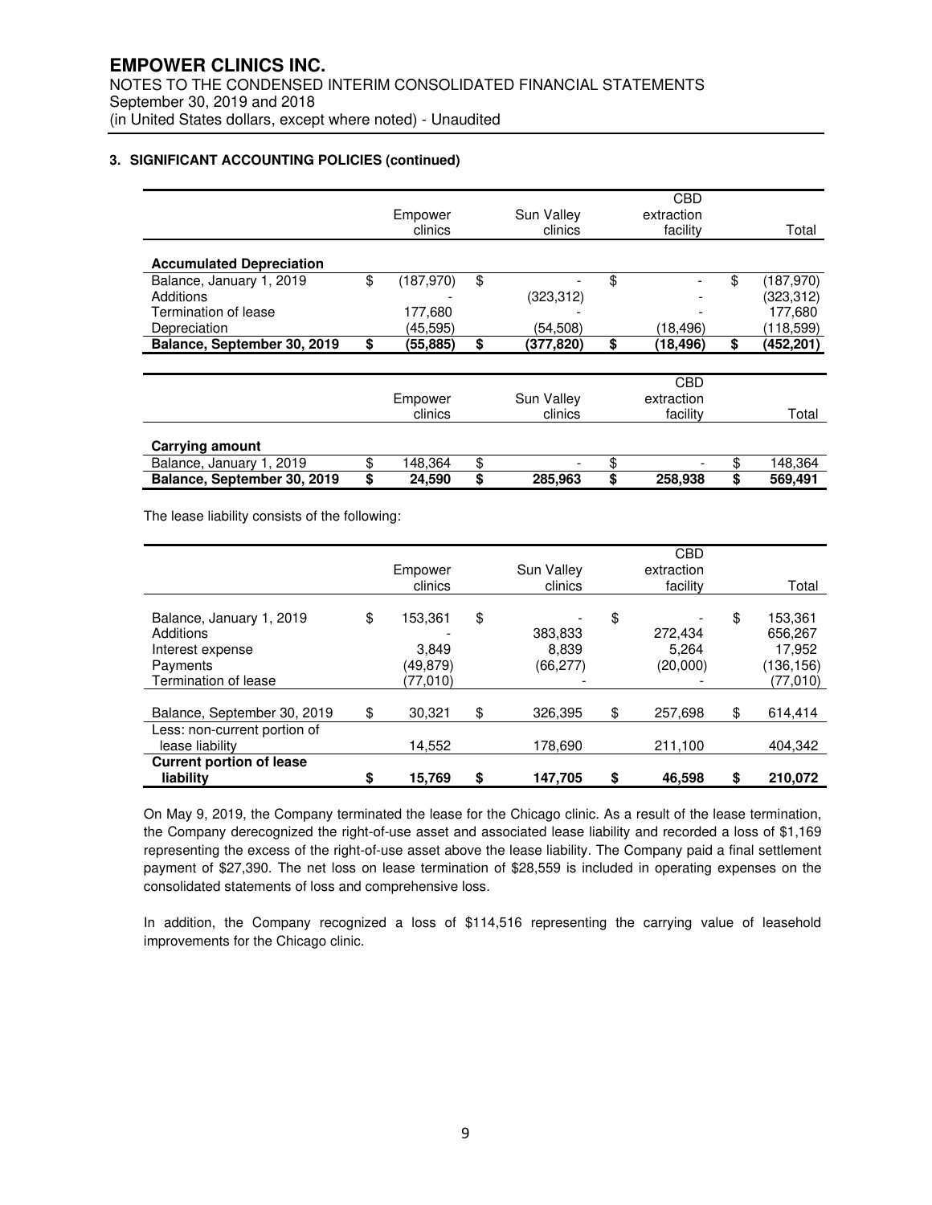**3. SIGNIFICANT ACCOUNTING POLICIES (continued)**

| | Empower clinics | Sun Valley clinics | CBD extraction facility | Total |
|---|---|---|---|---|
| **Accumulated Depreciation** | | | | |
| Balance, January 1, 2019 | $ (187,970) | $ - | $ - | $ (187,970) |
| Additions | - | (323,312) | - | (323,312) |
| Termination of lease | 177,680 | - | - | 177,680 |
| Depreciation | (45,595) | (54,508) | (18,496) | (118,599) |
| **Balance, September 30, 2019** | **$ (55,885)** | **$ (377,820)** | **$ (18,496)** | **$ (452,201)** |

| | Empower clinics | Sun Valley clinics | CBD extraction facility | Total |
|---|---|---|---|---|
| **Carrying amount** | | | | |
| Balance, January 1, 2019 | $ 148,364 | $ - | $ - | $ 148,364 |
| **Balance, September 30, 2019** | **$ 24,590** | **$ 285,963** | **$ 258,938** | **$ 569,491** |

The lease liability consists of the following:

| | Empower clinics | Sun Valley clinics | CBD extraction facility | Total |
|---|---|---|---|---|
| Balance, January 1, 2019 | $ 153,361 | $ - | $ - | $ 153,361 |
| Additions | - | 383,833 | 272,434 | 656,267 |
| Interest expense | 3,849 | 8,839 | 5,264 | 17,952 |
| Payments | (49,879) | (66,277) | (20,000) | (136,156) |
| Termination of lease | (77,010) | - | - | (77,010) |
| Balance, September 30, 2019 | $ 30,321 | $ 326,395 | $ 257,698 | $ 614,414 |
| Less: non-current portion of lease liability | 14,552 | 178,690 | 211,100 | 404,342 |
| **Current portion of lease liability** | **$ 15,769** | **$ 147,705** | **$ 46,598** | **$ 210,072** |

On May 9, 2019, the Company terminated the lease for the Chicago clinic. As a result of the lease termination, the Company derecognized the right-of-use asset and associated lease liability and recorded a loss of $1,169 representing the excess of the right-of-use asset above the lease liability. The Company paid a final settlement payment of $27,390. The net loss on lease termination of $28,559 is included in operating expenses on the consolidated statements of loss and comprehensive loss.

In addition, the Company recognized a loss of $114,516 representing the carrying value of leasehold improvements for the Chicago clinic.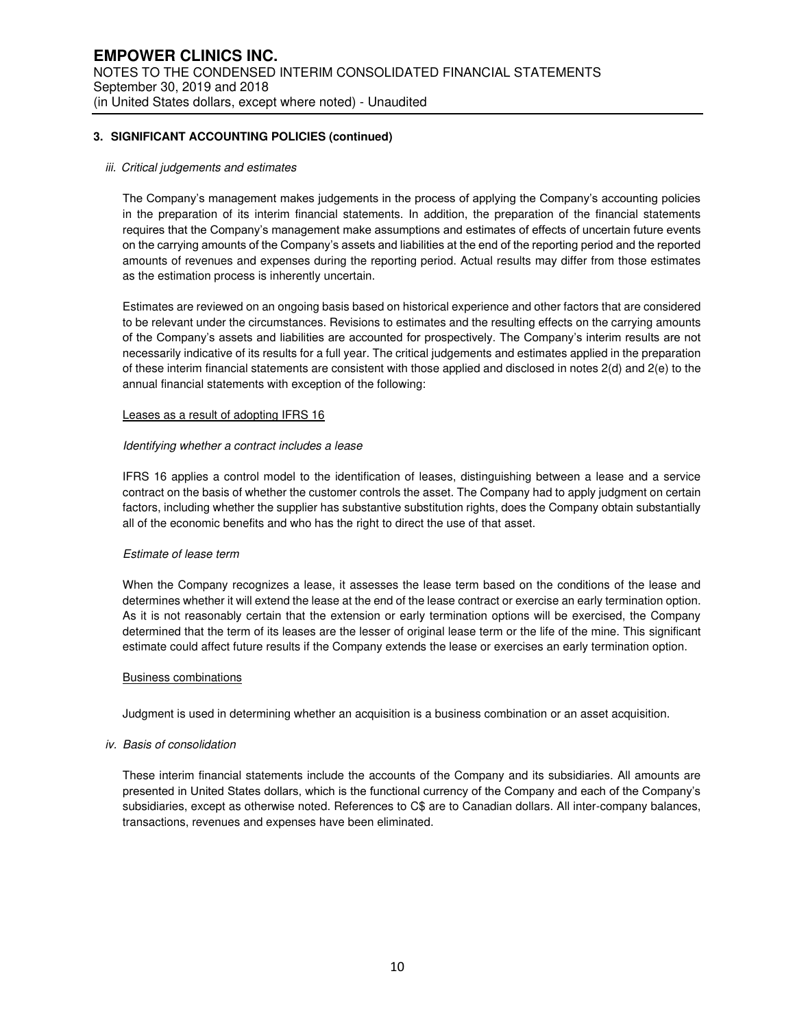## 3. SIGNIFICANT ACCOUNTING POLICIES (continued)

### *iii. Critical judgements and estimates*

The Company's management makes judgements in the process of applying the Company's accounting policies in the preparation of its interim financial statements. In addition, the preparation of the financial statements requires that the Company's management make assumptions and estimates of effects of uncertain future events on the carrying amounts of the Company's assets and liabilities at the end of the reporting period and the reported amounts of revenues and expenses during the reporting period. Actual results may differ from those estimates as the estimation process is inherently uncertain.

Estimates are reviewed on an ongoing basis based on historical experience and other factors that are considered to be relevant under the circumstances. Revisions to estimates and the resulting effects on the carrying amounts of the Company's assets and liabilities are accounted for prospectively. The Company's interim results are not necessarily indicative of its results for a full year. The critical judgements and estimates applied in the preparation of these interim financial statements are consistent with those applied and disclosed in notes 2(d) and 2(e) to the annual financial statements with exception of the following:

Leases as a result of adopting IFRS 16

*Identifying whether a contract includes a lease*

IFRS 16 applies a control model to the identification of leases, distinguishing between a lease and a service contract on the basis of whether the customer controls the asset. The Company had to apply judgment on certain factors, including whether the supplier has substantive substitution rights, does the Company obtain substantially all of the economic benefits and who has the right to direct the use of that asset.

*Estimate of lease term*

When the Company recognizes a lease, it assesses the lease term based on the conditions of the lease and determines whether it will extend the lease at the end of the lease contract or exercise an early termination option. As it is not reasonably certain that the extension or early termination options will be exercised, the Company determined that the term of its leases are the lesser of original lease term or the life of the mine. This significant estimate could affect future results if the Company extends the lease or exercises an early termination option.

Business combinations

Judgment is used in determining whether an acquisition is a business combination or an asset acquisition.

### *iv. Basis of consolidation*

These interim financial statements include the accounts of the Company and its subsidiaries. All amounts are presented in United States dollars, which is the functional currency of the Company and each of the Company's subsidiaries, except as otherwise noted. References to C$ are to Canadian dollars. All inter-company balances, transactions, revenues and expenses have been eliminated.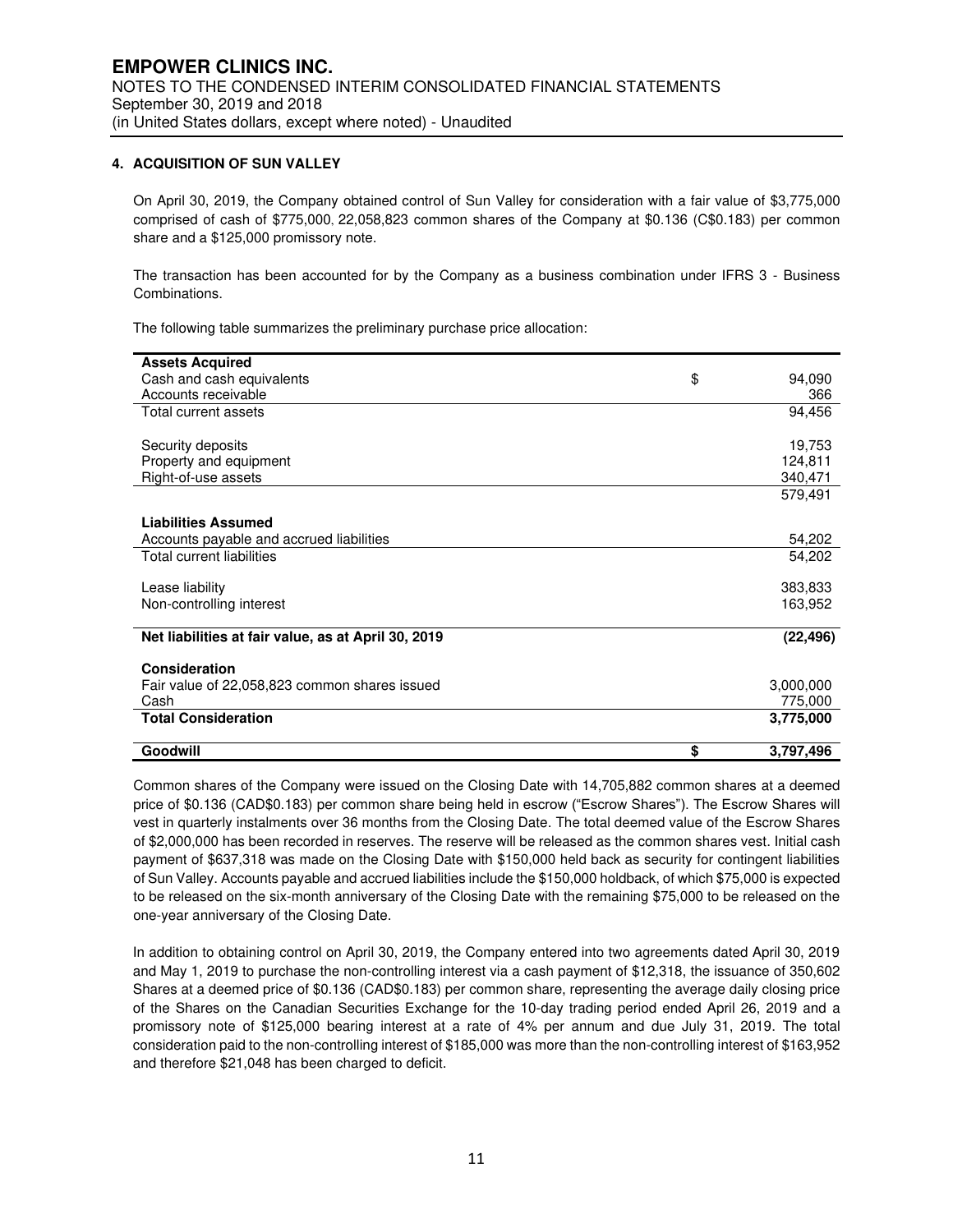## 4. ACQUISITION OF SUN VALLEY

On April 30, 2019, the Company obtained control of Sun Valley for consideration with a fair value of $3,775,000 comprised of cash of $775,000, 22,058,823 common shares of the Company at $0.136 (C$0.183) per common share and a $125,000 promissory note.

The transaction has been accounted for by the Company as a business combination under IFRS 3 - Business Combinations.

The following table summarizes the preliminary purchase price allocation:

| | | |
|---|---|---|
| **Assets Acquired** | | |
| Cash and cash equivalents | $ | 94,090 |
| Accounts receivable | | 366 |
| Total current assets | | 94,456 |
| Security deposits | | 19,753 |
| Property and equipment | | 124,811 |
| Right-of-use assets | | 340,471 |
| | | 579,491 |
| **Liabilities Assumed** | | |
| Accounts payable and accrued liabilities | | 54,202 |
| Total current liabilities | | 54,202 |
| Lease liability | | 383,833 |
| Non-controlling interest | | 163,952 |
| **Net liabilities at fair value, as at April 30, 2019** | | **(22,496)** |
| **Consideration** | | |
| Fair value of 22,058,823 common shares issued | | 3,000,000 |
| Cash | | 775,000 |
| **Total Consideration** | | **3,775,000** |
| **Goodwill** | **$** | **3,797,496** |

Common shares of the Company were issued on the Closing Date with 14,705,882 common shares at a deemed price of $0.136 (CAD$0.183) per common share being held in escrow ("Escrow Shares"). The Escrow Shares will vest in quarterly instalments over 36 months from the Closing Date. The total deemed value of the Escrow Shares of $2,000,000 has been recorded in reserves. The reserve will be released as the common shares vest. Initial cash payment of $637,318 was made on the Closing Date with $150,000 held back as security for contingent liabilities of Sun Valley. Accounts payable and accrued liabilities include the $150,000 holdback, of which $75,000 is expected to be released on the six-month anniversary of the Closing Date with the remaining $75,000 to be released on the one-year anniversary of the Closing Date.

In addition to obtaining control on April 30, 2019, the Company entered into two agreements dated April 30, 2019 and May 1, 2019 to purchase the non-controlling interest via a cash payment of $12,318, the issuance of 350,602 Shares at a deemed price of $0.136 (CAD$0.183) per common share, representing the average daily closing price of the Shares on the Canadian Securities Exchange for the 10-day trading period ended April 26, 2019 and a promissory note of $125,000 bearing interest at a rate of 4% per annum and due July 31, 2019. The total consideration paid to the non-controlling interest of $185,000 was more than the non-controlling interest of $163,952 and therefore $21,048 has been charged to deficit.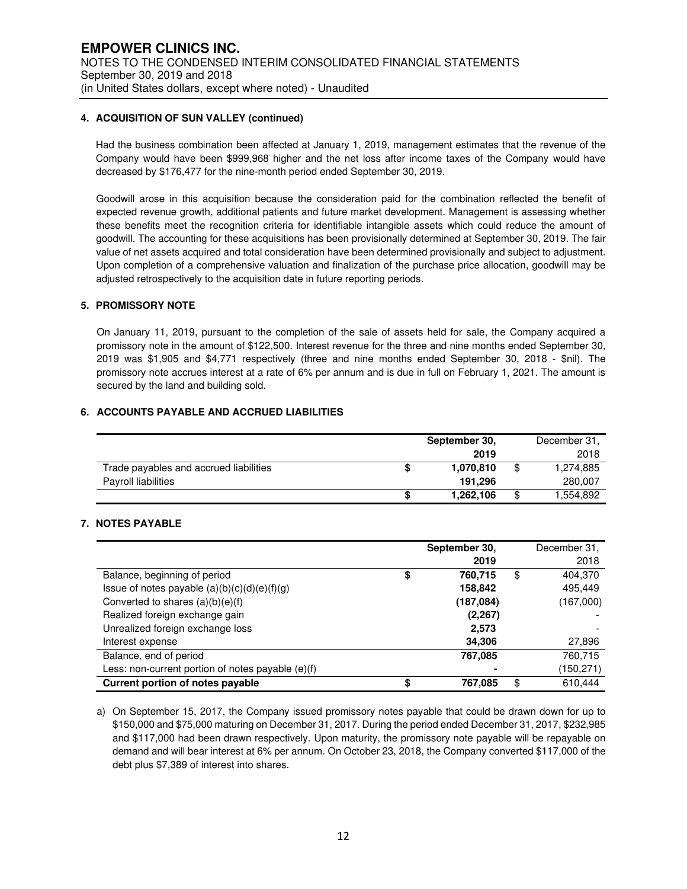## 4. ACQUISITION OF SUN VALLEY (continued)

Had the business combination been affected at January 1, 2019, management estimates that the revenue of the Company would have been $999,968 higher and the net loss after income taxes of the Company would have decreased by $176,477 for the nine-month period ended September 30, 2019.

Goodwill arose in this acquisition because the consideration paid for the combination reflected the benefit of expected revenue growth, additional patients and future market development. Management is assessing whether these benefits meet the recognition criteria for identifiable intangible assets which could reduce the amount of goodwill. The accounting for these acquisitions has been provisionally determined at September 30, 2019. The fair value of net assets acquired and total consideration have been determined provisionally and subject to adjustment. Upon completion of a comprehensive valuation and finalization of the purchase price allocation, goodwill may be adjusted retrospectively to the acquisition date in future reporting periods.

## 5. PROMISSORY NOTE

On January 11, 2019, pursuant to the completion of the sale of assets held for sale, the Company acquired a promissory note in the amount of $122,500. Interest revenue for the three and nine months ended September 30, 2019 was $1,905 and $4,771 respectively (three and nine months ended September 30, 2018 - $nil). The promissory note accrues interest at a rate of 6% per annum and is due in full on February 1, 2021. The amount is secured by the land and building sold.

## 6. ACCOUNTS PAYABLE AND ACCRUED LIABILITIES

| | September 30, 2019 | December 31, 2018 |
|---|---|---|
| Trade payables and accrued liabilities | $ 1,070,810 | $ 1,274,885 |
| Payroll liabilities | 191,296 | 280,007 |
| | $ 1,262,106 | $ 1,554,892 |

## 7. NOTES PAYABLE

| | September 30, 2019 | December 31, 2018 |
|---|---|---|
| Balance, beginning of period | $ 760,715 | $ 404,370 |
| Issue of notes payable (a)(b)(c)(d)(e)(f)(g) | 158,842 | 495,449 |
| Converted to shares (a)(b)(e)(f) | (187,084) | (167,000) |
| Realized foreign exchange gain | (2,267) | - |
| Unrealized foreign exchange loss | 2,573 | - |
| Interest expense | 34,306 | 27,896 |
| Balance, end of period | 767,085 | 760,715 |
| Less: non-current portion of notes payable (e)(f) | - | (150,271) |
| **Current portion of notes payable** | $ 767,085 | $ 610,444 |

a) On September 15, 2017, the Company issued promissory notes payable that could be drawn down for up to $150,000 and $75,000 maturing on December 31, 2017. During the period ended December 31, 2017, $232,985 and $117,000 had been drawn respectively. Upon maturity, the promissory note payable will be repayable on demand and will bear interest at 6% per annum. On October 23, 2018, the Company converted $117,000 of the debt plus $7,389 of interest into shares.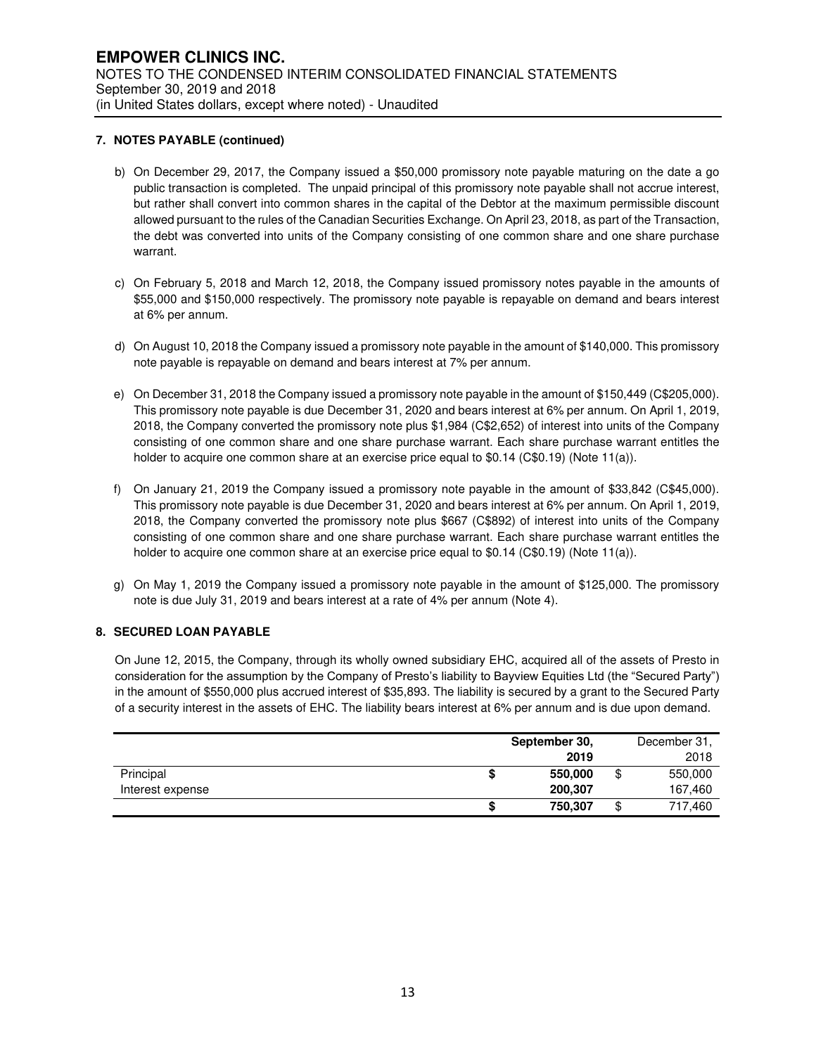**7. NOTES PAYABLE (continued)**

b) On December 29, 2017, the Company issued a $50,000 promissory note payable maturing on the date a go public transaction is completed. The unpaid principal of this promissory note payable shall not accrue interest, but rather shall convert into common shares in the capital of the Debtor at the maximum permissible discount allowed pursuant to the rules of the Canadian Securities Exchange. On April 23, 2018, as part of the Transaction, the debt was converted into units of the Company consisting of one common share and one share purchase warrant.

c) On February 5, 2018 and March 12, 2018, the Company issued promissory notes payable in the amounts of $55,000 and $150,000 respectively. The promissory note payable is repayable on demand and bears interest at 6% per annum.

d) On August 10, 2018 the Company issued a promissory note payable in the amount of $140,000. This promissory note payable is repayable on demand and bears interest at 7% per annum.

e) On December 31, 2018 the Company issued a promissory note payable in the amount of $150,449 (C$205,000). This promissory note payable is due December 31, 2020 and bears interest at 6% per annum. On April 1, 2019, 2018, the Company converted the promissory note plus $1,984 (C$2,652) of interest into units of the Company consisting of one common share and one share purchase warrant. Each share purchase warrant entitles the holder to acquire one common share at an exercise price equal to $0.14 (C$0.19) (Note 11(a)).

f) On January 21, 2019 the Company issued a promissory note payable in the amount of $33,842 (C$45,000). This promissory note payable is due December 31, 2020 and bears interest at 6% per annum. On April 1, 2019, 2018, the Company converted the promissory note plus $667 (C$892) of interest into units of the Company consisting of one common share and one share purchase warrant. Each share purchase warrant entitles the holder to acquire one common share at an exercise price equal to $0.14 (C$0.19) (Note 11(a)).

g) On May 1, 2019 the Company issued a promissory note payable in the amount of $125,000. The promissory note is due July 31, 2019 and bears interest at a rate of 4% per annum (Note 4).

**8. SECURED LOAN PAYABLE**

On June 12, 2015, the Company, through its wholly owned subsidiary EHC, acquired all of the assets of Presto in consideration for the assumption by the Company of Presto's liability to Bayview Equities Ltd (the "Secured Party") in the amount of $550,000 plus accrued interest of $35,893. The liability is secured by a grant to the Secured Party of a security interest in the assets of EHC. The liability bears interest at 6% per annum and is due upon demand.

| | **September 30, 2019** | December 31, 2018 |
|---|---|---|
| Principal | **$ 550,000** | $ 550,000 |
| Interest expense | **200,307** | 167,460 |
| | **$ 750,307** | $ 717,460 |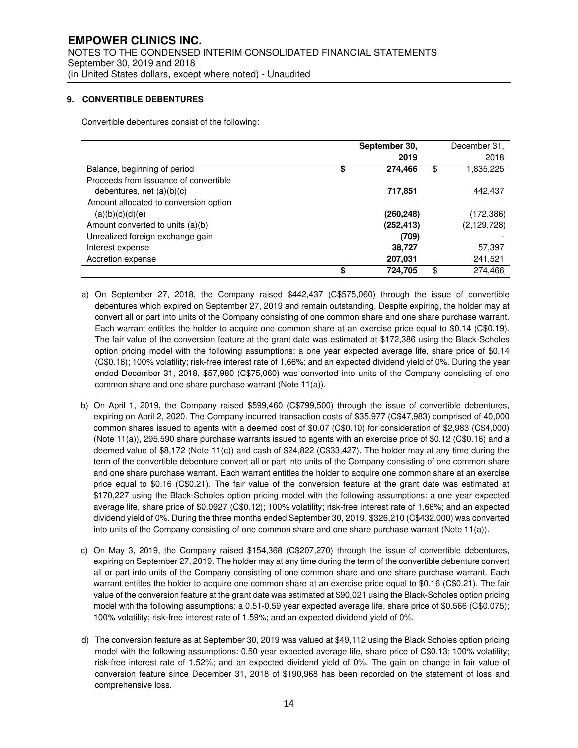## 9. CONVERTIBLE DEBENTURES

Convertible debentures consist of the following:

| | September 30, 2019 | December 31, 2018 |
|---|---|---|
| Balance, beginning of period | **$ 274,466** | $ 1,835,225 |
| Proceeds from Issuance of convertible debentures, net (a)(b)(c) | **717,851** | 442,437 |
| Amount allocated to conversion option (a)(b)(c)(d)(e) | **(260,248)** | (172,386) |
| Amount converted to units (a)(b) | **(252,413)** | (2,129,728) |
| Unrealized foreign exchange gain | **(709)** | - |
| Interest expense | **38,727** | 57,397 |
| Accretion expense | **207,031** | 241,521 |
| | **$ 724,705** | $ 274,466 |

a) On September 27, 2018, the Company raised $442,437 (C$575,060) through the issue of convertible debentures which expired on September 27, 2019 and remain outstanding. Despite expiring, the holder may at convert all or part into units of the Company consisting of one common share and one share purchase warrant. Each warrant entitles the holder to acquire one common share at an exercise price equal to $0.14 (C$0.19). The fair value of the conversion feature at the grant date was estimated at $172,386 using the Black-Scholes option pricing model with the following assumptions: a one year expected average life, share price of $0.14 (C$0.18); 100% volatility; risk-free interest rate of 1.66%; and an expected dividend yield of 0%. During the year ended December 31, 2018, $57,980 (C$75,060) was converted into units of the Company consisting of one common share and one share purchase warrant (Note 11(a)).

b) On April 1, 2019, the Company raised $599,460 (C$799,500) through the issue of convertible debentures, expiring on April 2, 2020. The Company incurred transaction costs of $35,977 (C$47,983) comprised of 40,000 common shares issued to agents with a deemed cost of $0.07 (C$0.10) for consideration of $2,983 (C$4,000) (Note 11(a)), 295,590 share purchase warrants issued to agents with an exercise price of $0.12 (C$0.16) and a deemed value of $8,172 (Note 11(c)) and cash of $24,822 (C$33,427). The holder may at any time during the term of the convertible debenture convert all or part into units of the Company consisting of one common share and one share purchase warrant. Each warrant entitles the holder to acquire one common share at an exercise price equal to $0.16 (C$0.21). The fair value of the conversion feature at the grant date was estimated at $170,227 using the Black-Scholes option pricing model with the following assumptions: a one year expected average life, share price of $0.0927 (C$0.12); 100% volatility; risk-free interest rate of 1.66%; and an expected dividend yield of 0%. During the three months ended September 30, 2019, $326,210 (C$432,000) was converted into units of the Company consisting of one common share and one share purchase warrant (Note 11(a)).

c) On May 3, 2019, the Company raised $154,368 (C$207,270) through the issue of convertible debentures, expiring on September 27, 2019. The holder may at any time during the term of the convertible debenture convert all or part into units of the Company consisting of one common share and one share purchase warrant. Each warrant entitles the holder to acquire one common share at an exercise price equal to $0.16 (C$0.21). The fair value of the conversion feature at the grant date was estimated at $90,021 using the Black-Scholes option pricing model with the following assumptions: a 0.51-0.59 year expected average life, share price of $0.566 (C$0.075); 100% volatility; risk-free interest rate of 1.59%; and an expected dividend yield of 0%.

d) The conversion feature as at September 30, 2019 was valued at $49,112 using the Black Scholes option pricing model with the following assumptions: 0.50 year expected average life, share price of C$0.13; 100% volatility; risk-free interest rate of 1.52%; and an expected dividend yield of 0%. The gain on change in fair value of conversion feature since December 31, 2018 of $190,968 has been recorded on the statement of loss and comprehensive loss.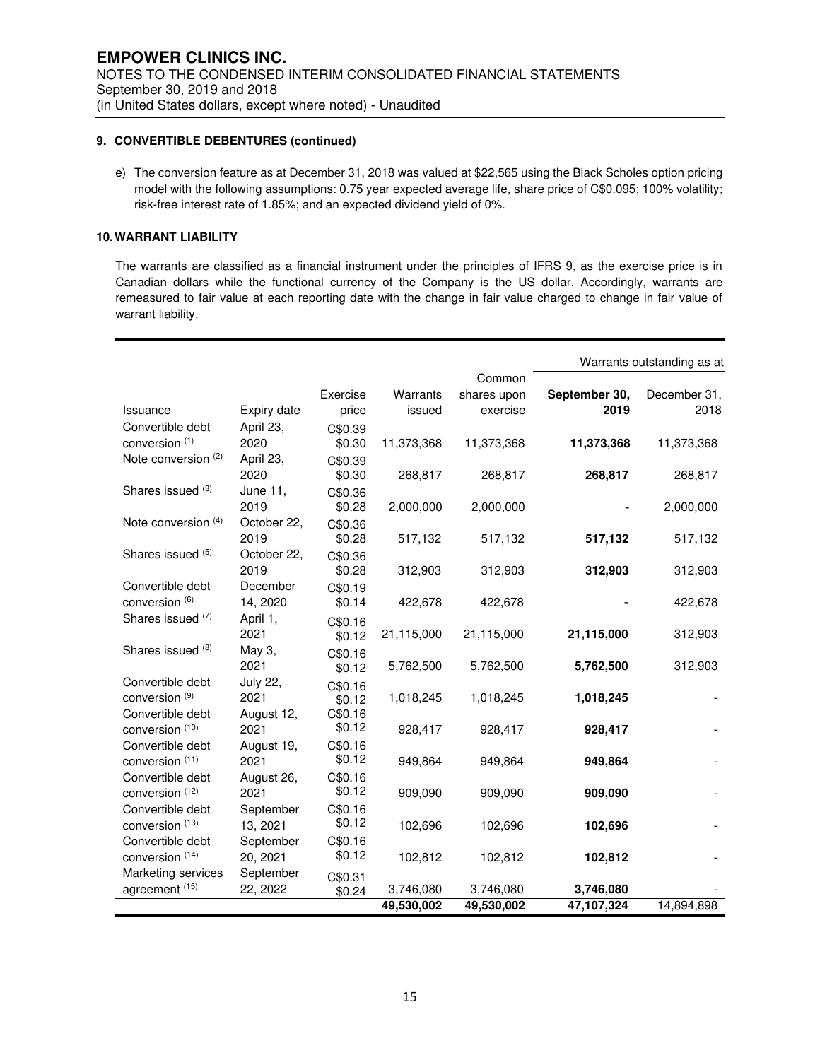### 9. CONVERTIBLE DEBENTURES (continued)

e) The conversion feature as at December 31, 2018 was valued at $22,565 using the Black Scholes option pricing model with the following assumptions: 0.75 year expected average life, share price of C$0.095; 100% volatility; risk-free interest rate of 1.85%; and an expected dividend yield of 0%.

### 10. WARRANT LIABILITY

The warrants are classified as a financial instrument under the principles of IFRS 9, as the exercise price is in Canadian dollars while the functional currency of the Company is the US dollar. Accordingly, warrants are remeasured to fair value at each reporting date with the change in fair value charged to change in fair value of warrant liability.

| | | | | | Warrants outstanding as at | |
|---|---|---|---|---|---|---|
| Issuance | Expiry date | Exercise price | Warrants issued | Common shares upon exercise | **September 30, 2019** | December 31, 2018 |
| Convertible debt conversion [(1)] | April 23, 2020 | C$0.39 $0.30 | 11,373,368 | 11,373,368 | **11,373,368** | 11,373,368 |
| Note conversion [(2)] | April 23, 2020 | C$0.39 $0.30 | 268,817 | 268,817 | **268,817** | 268,817 |
| Shares issued [(3)] | June 11, 2019 | C$0.36 $0.28 | 2,000,000 | 2,000,000 | **-** | 2,000,000 |
| Note conversion [(4)] | October 22, 2019 | C$0.36 $0.28 | 517,132 | 517,132 | **517,132** | 517,132 |
| Shares issued [(5)] | October 22, 2019 | C$0.36 $0.28 | 312,903 | 312,903 | **312,903** | 312,903 |
| Convertible debt conversion [(6)] | December 14, 2020 | C$0.19 $0.14 | 422,678 | 422,678 | **-** | 422,678 |
| Shares issued [(7)] | April 1, 2021 | C$0.16 $0.12 | 21,115,000 | 21,115,000 | **21,115,000** | 312,903 |
| Shares issued [(8)] | May 3, 2021 | C$0.16 $0.12 | 5,762,500 | 5,762,500 | **5,762,500** | 312,903 |
| Convertible debt conversion [(9)] | July 22, 2021 | C$0.16 $0.12 | 1,018,245 | 1,018,245 | **1,018,245** | - |
| Convertible debt conversion [(10)] | August 12, 2021 | C$0.16 $0.12 | 928,417 | 928,417 | **928,417** | - |
| Convertible debt conversion [(11)] | August 19, 2021 | C$0.16 $0.12 | 949,864 | 949,864 | **949,864** | - |
| Convertible debt conversion [(12)] | August 26, 2021 | C$0.16 $0.12 | 909,090 | 909,090 | **909,090** | - |
| Convertible debt conversion [(13)] | September 13, 2021 | C$0.16 $0.12 | 102,696 | 102,696 | **102,696** | - |
| Convertible debt conversion [(14)] | September 20, 2021 | C$0.16 $0.12 | 102,812 | 102,812 | **102,812** | - |
| Marketing services agreement [(15)] | September 22, 2022 | C$0.31 $0.24 | 3,746,080 | 3,746,080 | **3,746,080** | - |
| | | | **49,530,002** | **49,530,002** | **47,107,324** | 14,894,898 |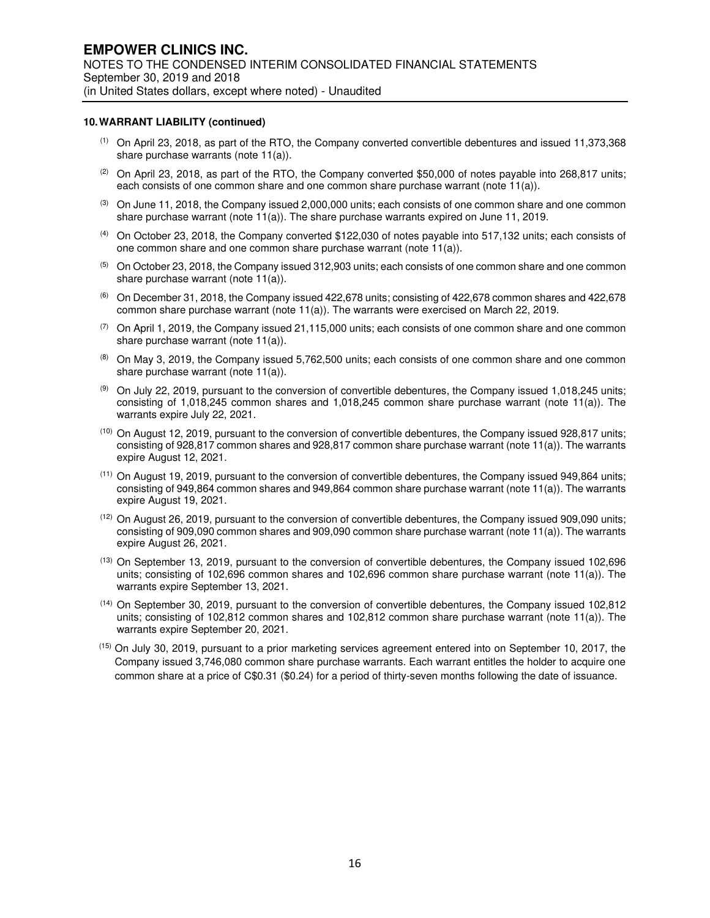## 10. WARRANT LIABILITY (continued)

(1) On April 23, 2018, as part of the RTO, the Company converted convertible debentures and issued 11,373,368 share purchase warrants (note 11(a)).

(2) On April 23, 2018, as part of the RTO, the Company converted $50,000 of notes payable into 268,817 units; each consists of one common share and one common share purchase warrant (note 11(a)).

(3) On June 11, 2018, the Company issued 2,000,000 units; each consists of one common share and one common share purchase warrant (note 11(a)). The share purchase warrants expired on June 11, 2019.

(4) On October 23, 2018, the Company converted $122,030 of notes payable into 517,132 units; each consists of one common share and one common share purchase warrant (note 11(a)).

(5) On October 23, 2018, the Company issued 312,903 units; each consists of one common share and one common share purchase warrant (note 11(a)).

(6) On December 31, 2018, the Company issued 422,678 units; consisting of 422,678 common shares and 422,678 common share purchase warrant (note 11(a)). The warrants were exercised on March 22, 2019.

(7) On April 1, 2019, the Company issued 21,115,000 units; each consists of one common share and one common share purchase warrant (note 11(a)).

(8) On May 3, 2019, the Company issued 5,762,500 units; each consists of one common share and one common share purchase warrant (note 11(a)).

(9) On July 22, 2019, pursuant to the conversion of convertible debentures, the Company issued 1,018,245 units; consisting of 1,018,245 common shares and 1,018,245 common share purchase warrant (note 11(a)). The warrants expire July 22, 2021.

(10) On August 12, 2019, pursuant to the conversion of convertible debentures, the Company issued 928,817 units; consisting of 928,817 common shares and 928,817 common share purchase warrant (note 11(a)). The warrants expire August 12, 2021.

(11) On August 19, 2019, pursuant to the conversion of convertible debentures, the Company issued 949,864 units; consisting of 949,864 common shares and 949,864 common share purchase warrant (note 11(a)). The warrants expire August 19, 2021.

(12) On August 26, 2019, pursuant to the conversion of convertible debentures, the Company issued 909,090 units; consisting of 909,090 common shares and 909,090 common share purchase warrant (note 11(a)). The warrants expire August 26, 2021.

(13) On September 13, 2019, pursuant to the conversion of convertible debentures, the Company issued 102,696 units; consisting of 102,696 common shares and 102,696 common share purchase warrant (note 11(a)). The warrants expire September 13, 2021.

(14) On September 30, 2019, pursuant to the conversion of convertible debentures, the Company issued 102,812 units; consisting of 102,812 common shares and 102,812 common share purchase warrant (note 11(a)). The warrants expire September 20, 2021.

(15) On July 30, 2019, pursuant to a prior marketing services agreement entered into on September 10, 2017, the Company issued 3,746,080 common share purchase warrants. Each warrant entitles the holder to acquire one common share at a price of C$0.31 ($0.24) for a period of thirty-seven months following the date of issuance.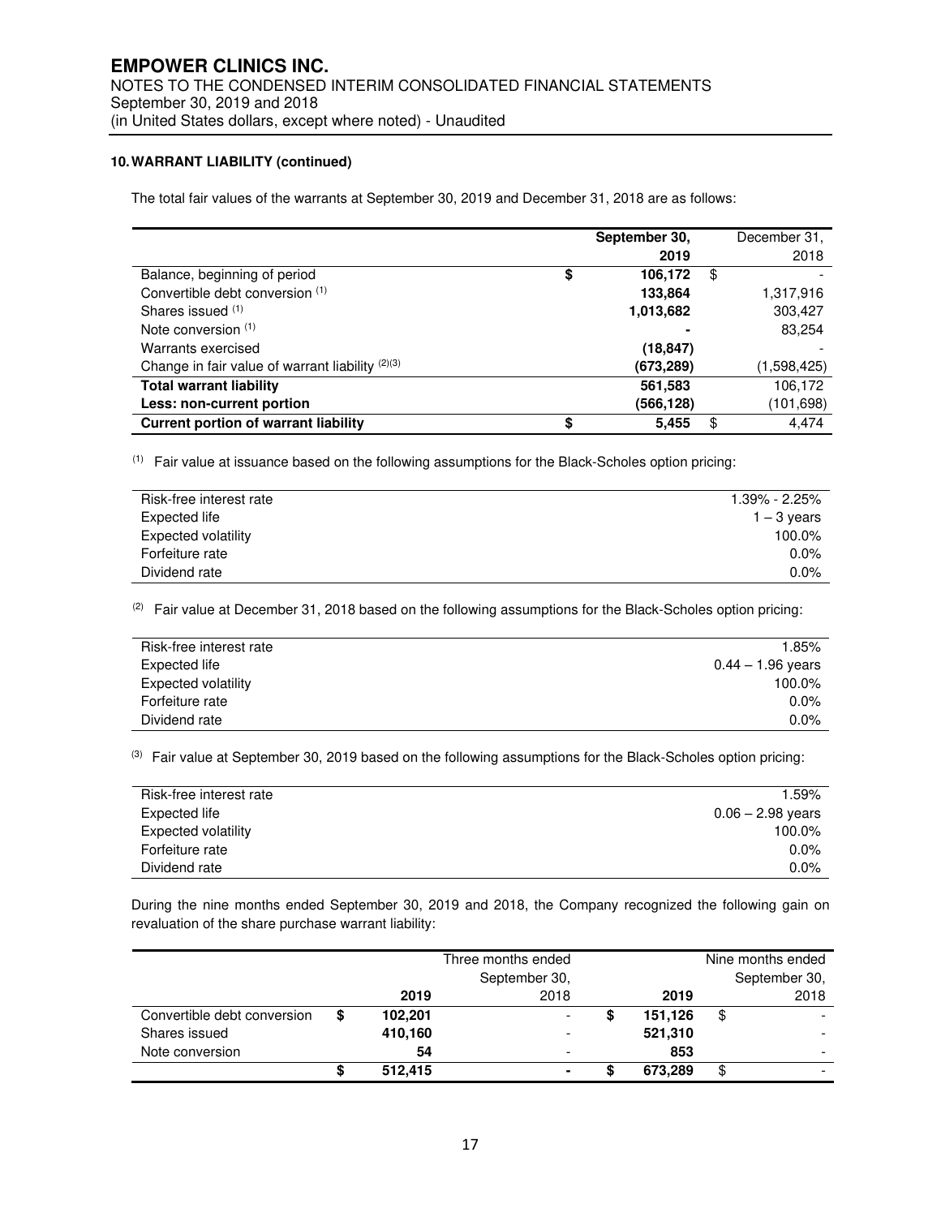### 10. WARRANT LIABILITY (continued)

The total fair values of the warrants at September 30, 2019 and December 31, 2018 are as follows:

| | September 30, 2019 | December 31, 2018 |
|---|---|---|
| Balance, beginning of period | $ 106,172 | $ - |
| Convertible debt conversion (1) | 133,864 | 1,317,916 |
| Shares issued (1) | 1,013,682 | 303,427 |
| Note conversion (1) | - | 83,254 |
| Warrants exercised | (18,847) | - |
| Change in fair value of warrant liability (2)(3) | (673,289) | (1,598,425) |
| **Total warrant liability** | 561,583 | 106,172 |
| **Less: non-current portion** | (566,128) | (101,698) |
| **Current portion of warrant liability** | $ 5,455 | $ 4,474 |

(1) Fair value at issuance based on the following assumptions for the Black-Scholes option pricing:

| | |
|---|---|
| Risk-free interest rate | 1.39% - 2.25% |
| Expected life | 1 – 3 years |
| Expected volatility | 100.0% |
| Forfeiture rate | 0.0% |
| Dividend rate | 0.0% |

(2) Fair value at December 31, 2018 based on the following assumptions for the Black-Scholes option pricing:

| | |
|---|---|
| Risk-free interest rate | 1.85% |
| Expected life | 0.44 – 1.96 years |
| Expected volatility | 100.0% |
| Forfeiture rate | 0.0% |
| Dividend rate | 0.0% |

(3) Fair value at September 30, 2019 based on the following assumptions for the Black-Scholes option pricing:

| | |
|---|---|
| Risk-free interest rate | 1.59% |
| Expected life | 0.06 – 2.98 years |
| Expected volatility | 100.0% |
| Forfeiture rate | 0.0% |
| Dividend rate | 0.0% |

During the nine months ended September 30, 2019 and 2018, the Company recognized the following gain on revaluation of the share purchase warrant liability:

| | Three months ended September 30, | | Nine months ended September 30, | |
|---|---|---|---|---|
| | 2019 | 2018 | 2019 | 2018 |
| Convertible debt conversion | $ 102,201 | - | $ 151,126 | $ - |
| Shares issued | 410,160 | - | 521,310 | - |
| Note conversion | 54 | - | 853 | - |
| | $ 512,415 | - | $ 673,289 | $ - |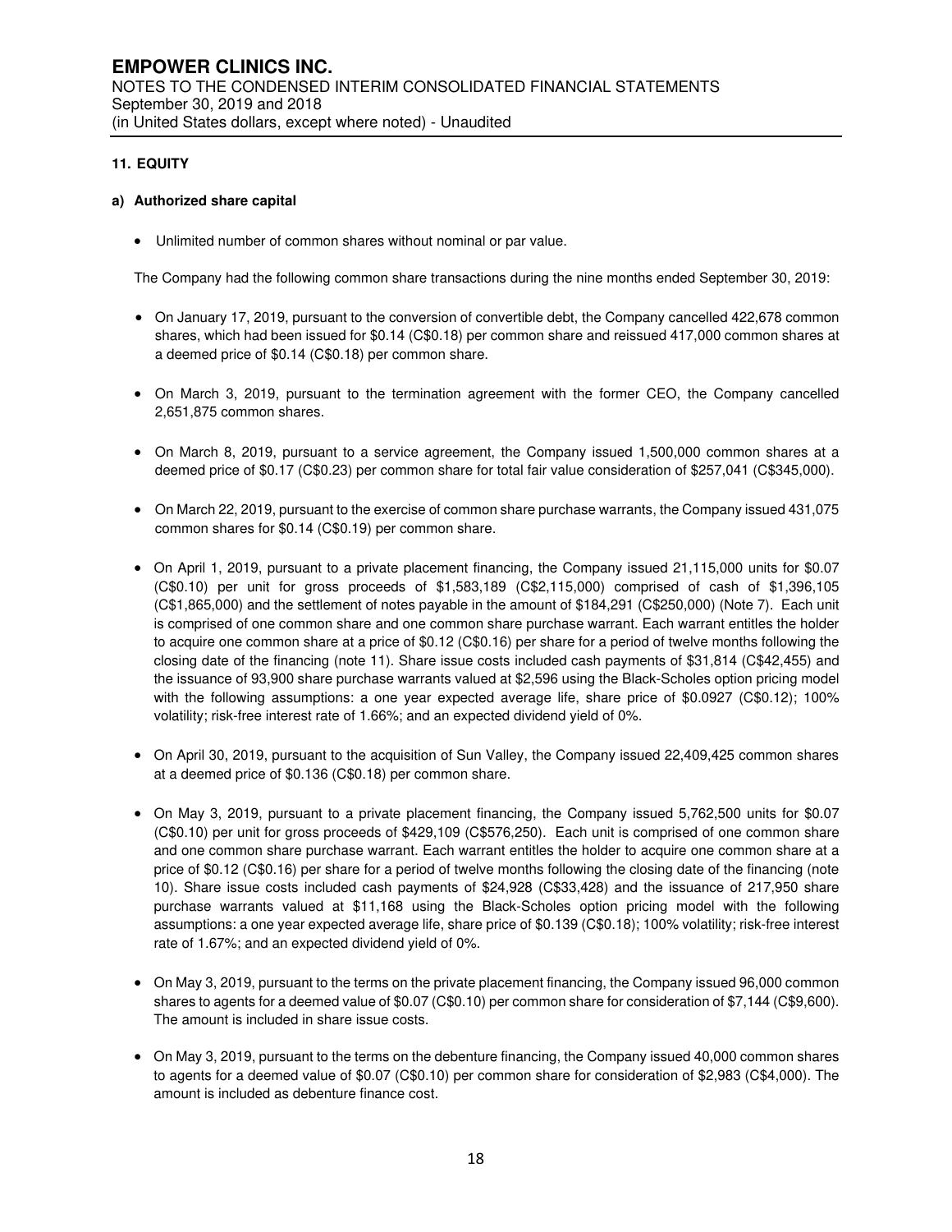## 11. EQUITY

### a) Authorized share capital

- Unlimited number of common shares without nominal or par value.

The Company had the following common share transactions during the nine months ended September 30, 2019:

- On January 17, 2019, pursuant to the conversion of convertible debt, the Company cancelled 422,678 common shares, which had been issued for $0.14 (C$0.18) per common share and reissued 417,000 common shares at a deemed price of $0.14 (C$0.18) per common share.

- On March 3, 2019, pursuant to the termination agreement with the former CEO, the Company cancelled 2,651,875 common shares.

- On March 8, 2019, pursuant to a service agreement, the Company issued 1,500,000 common shares at a deemed price of $0.17 (C$0.23) per common share for total fair value consideration of $257,041 (C$345,000).

- On March 22, 2019, pursuant to the exercise of common share purchase warrants, the Company issued 431,075 common shares for $0.14 (C$0.19) per common share.

- On April 1, 2019, pursuant to a private placement financing, the Company issued 21,115,000 units for $0.07 (C$0.10) per unit for gross proceeds of $1,583,189 (C$2,115,000) comprised of cash of $1,396,105 (C$1,865,000) and the settlement of notes payable in the amount of $184,291 (C$250,000) (Note 7). Each unit is comprised of one common share and one common share purchase warrant. Each warrant entitles the holder to acquire one common share at a price of $0.12 (C$0.16) per share for a period of twelve months following the closing date of the financing (note 11). Share issue costs included cash payments of $31,814 (C$42,455) and the issuance of 93,900 share purchase warrants valued at $2,596 using the Black-Scholes option pricing model with the following assumptions: a one year expected average life, share price of $0.0927 (C$0.12); 100% volatility; risk-free interest rate of 1.66%; and an expected dividend yield of 0%.

- On April 30, 2019, pursuant to the acquisition of Sun Valley, the Company issued 22,409,425 common shares at a deemed price of $0.136 (C$0.18) per common share.

- On May 3, 2019, pursuant to a private placement financing, the Company issued 5,762,500 units for $0.07 (C$0.10) per unit for gross proceeds of $429,109 (C$576,250). Each unit is comprised of one common share and one common share purchase warrant. Each warrant entitles the holder to acquire one common share at a price of $0.12 (C$0.16) per share for a period of twelve months following the closing date of the financing (note 10). Share issue costs included cash payments of $24,928 (C$33,428) and the issuance of 217,950 share purchase warrants valued at $11,168 using the Black-Scholes option pricing model with the following assumptions: a one year expected average life, share price of $0.139 (C$0.18); 100% volatility; risk-free interest rate of 1.67%; and an expected dividend yield of 0%.

- On May 3, 2019, pursuant to the terms on the private placement financing, the Company issued 96,000 common shares to agents for a deemed value of $0.07 (C$0.10) per common share for consideration of $7,144 (C$9,600). The amount is included in share issue costs.

- On May 3, 2019, pursuant to the terms on the debenture financing, the Company issued 40,000 common shares to agents for a deemed value of $0.07 (C$0.10) per common share for consideration of $2,983 (C$4,000). The amount is included as debenture finance cost.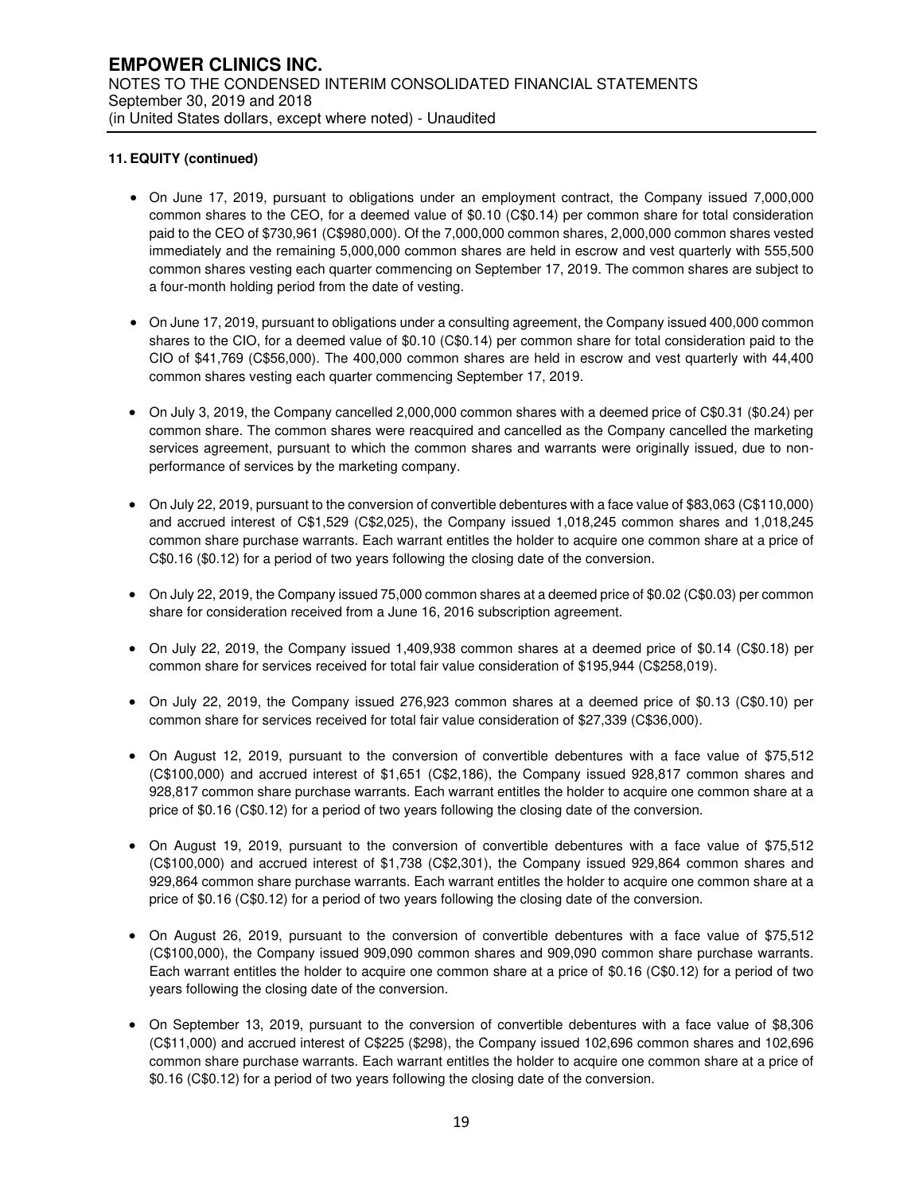**11. EQUITY (continued)**

- On June 17, 2019, pursuant to obligations under an employment contract, the Company issued 7,000,000 common shares to the CEO, for a deemed value of $0.10 (C$0.14) per common share for total consideration paid to the CEO of $730,961 (C$980,000). Of the 7,000,000 common shares, 2,000,000 common shares vested immediately and the remaining 5,000,000 common shares are held in escrow and vest quarterly with 555,500 common shares vesting each quarter commencing on September 17, 2019. The common shares are subject to a four-month holding period from the date of vesting.

- On June 17, 2019, pursuant to obligations under a consulting agreement, the Company issued 400,000 common shares to the CIO, for a deemed value of $0.10 (C$0.14) per common share for total consideration paid to the CIO of $41,769 (C$56,000). The 400,000 common shares are held in escrow and vest quarterly with 44,400 common shares vesting each quarter commencing September 17, 2019.

- On July 3, 2019, the Company cancelled 2,000,000 common shares with a deemed price of C$0.31 ($0.24) per common share. The common shares were reacquired and cancelled as the Company cancelled the marketing services agreement, pursuant to which the common shares and warrants were originally issued, due to non-performance of services by the marketing company.

- On July 22, 2019, pursuant to the conversion of convertible debentures with a face value of $83,063 (C$110,000) and accrued interest of C$1,529 (C$2,025), the Company issued 1,018,245 common shares and 1,018,245 common share purchase warrants. Each warrant entitles the holder to acquire one common share at a price of C$0.16 ($0.12) for a period of two years following the closing date of the conversion.

- On July 22, 2019, the Company issued 75,000 common shares at a deemed price of $0.02 (C$0.03) per common share for consideration received from a June 16, 2016 subscription agreement.

- On July 22, 2019, the Company issued 1,409,938 common shares at a deemed price of $0.14 (C$0.18) per common share for services received for total fair value consideration of $195,944 (C$258,019).

- On July 22, 2019, the Company issued 276,923 common shares at a deemed price of $0.13 (C$0.10) per common share for services received for total fair value consideration of $27,339 (C$36,000).

- On August 12, 2019, pursuant to the conversion of convertible debentures with a face value of $75,512 (C$100,000) and accrued interest of $1,651 (C$2,186), the Company issued 928,817 common shares and 928,817 common share purchase warrants. Each warrant entitles the holder to acquire one common share at a price of $0.16 (C$0.12) for a period of two years following the closing date of the conversion.

- On August 19, 2019, pursuant to the conversion of convertible debentures with a face value of $75,512 (C$100,000) and accrued interest of $1,738 (C$2,301), the Company issued 929,864 common shares and 929,864 common share purchase warrants. Each warrant entitles the holder to acquire one common share at a price of $0.16 (C$0.12) for a period of two years following the closing date of the conversion.

- On August 26, 2019, pursuant to the conversion of convertible debentures with a face value of $75,512 (C$100,000), the Company issued 909,090 common shares and 909,090 common share purchase warrants. Each warrant entitles the holder to acquire one common share at a price of $0.16 (C$0.12) for a period of two years following the closing date of the conversion.

- On September 13, 2019, pursuant to the conversion of convertible debentures with a face value of $8,306 (C$11,000) and accrued interest of C$225 ($298), the Company issued 102,696 common shares and 102,696 common share purchase warrants. Each warrant entitles the holder to acquire one common share at a price of $0.16 (C$0.12) for a period of two years following the closing date of the conversion.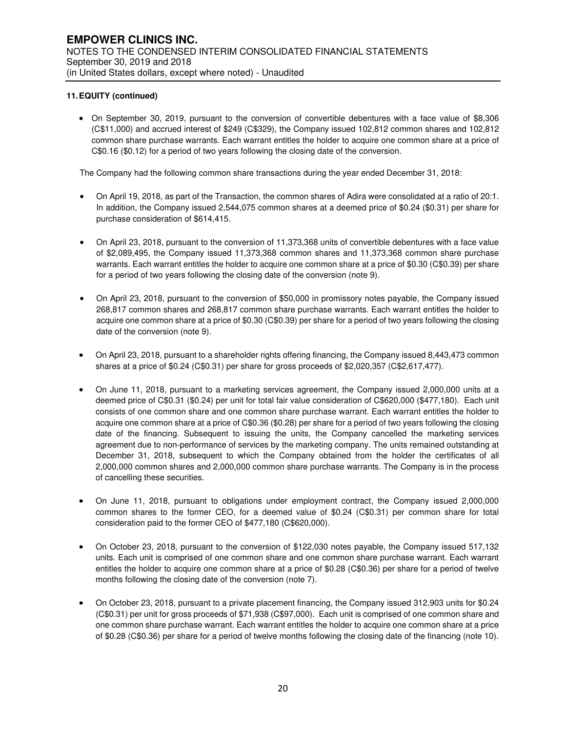**11. EQUITY (continued)**

- On September 30, 2019, pursuant to the conversion of convertible debentures with a face value of $8,306 (C$11,000) and accrued interest of $249 (C$329), the Company issued 102,812 common shares and 102,812 common share purchase warrants. Each warrant entitles the holder to acquire one common share at a price of C$0.16 ($0.12) for a period of two years following the closing date of the conversion.

The Company had the following common share transactions during the year ended December 31, 2018:

- On April 19, 2018, as part of the Transaction, the common shares of Adira were consolidated at a ratio of 20:1. In addition, the Company issued 2,544,075 common shares at a deemed price of $0.24 ($0.31) per share for purchase consideration of $614,415.

- On April 23, 2018, pursuant to the conversion of 11,373,368 units of convertible debentures with a face value of $2,089,495, the Company issued 11,373,368 common shares and 11,373,368 common share purchase warrants. Each warrant entitles the holder to acquire one common share at a price of $0.30 (C$0.39) per share for a period of two years following the closing date of the conversion (note 9).

- On April 23, 2018, pursuant to the conversion of $50,000 in promissory notes payable, the Company issued 268,817 common shares and 268,817 common share purchase warrants. Each warrant entitles the holder to acquire one common share at a price of $0.30 (C$0.39) per share for a period of two years following the closing date of the conversion (note 9).

- On April 23, 2018, pursuant to a shareholder rights offering financing, the Company issued 8,443,473 common shares at a price of $0.24 (C$0.31) per share for gross proceeds of $2,020,357 (C$2,617,477).

- On June 11, 2018, pursuant to a marketing services agreement, the Company issued 2,000,000 units at a deemed price of C$0.31 ($0.24) per unit for total fair value consideration of C$620,000 ($477,180). Each unit consists of one common share and one common share purchase warrant. Each warrant entitles the holder to acquire one common share at a price of C$0.36 ($0.28) per share for a period of two years following the closing date of the financing. Subsequent to issuing the units, the Company cancelled the marketing services agreement due to non-performance of services by the marketing company. The units remained outstanding at December 31, 2018, subsequent to which the Company obtained from the holder the certificates of all 2,000,000 common shares and 2,000,000 common share purchase warrants. The Company is in the process of cancelling these securities.

- On June 11, 2018, pursuant to obligations under employment contract, the Company issued 2,000,000 common shares to the former CEO, for a deemed value of $0.24 (C$0.31) per common share for total consideration paid to the former CEO of $477,180 (C$620,000).

- On October 23, 2018, pursuant to the conversion of $122,030 notes payable, the Company issued 517,132 units. Each unit is comprised of one common share and one common share purchase warrant. Each warrant entitles the holder to acquire one common share at a price of $0.28 (C$0.36) per share for a period of twelve months following the closing date of the conversion (note 7).

- On October 23, 2018, pursuant to a private placement financing, the Company issued 312,903 units for $0.24 (C$0.31) per unit for gross proceeds of $71,938 (C$97,000). Each unit is comprised of one common share and one common share purchase warrant. Each warrant entitles the holder to acquire one common share at a price of $0.28 (C$0.36) per share for a period of twelve months following the closing date of the financing (note 10).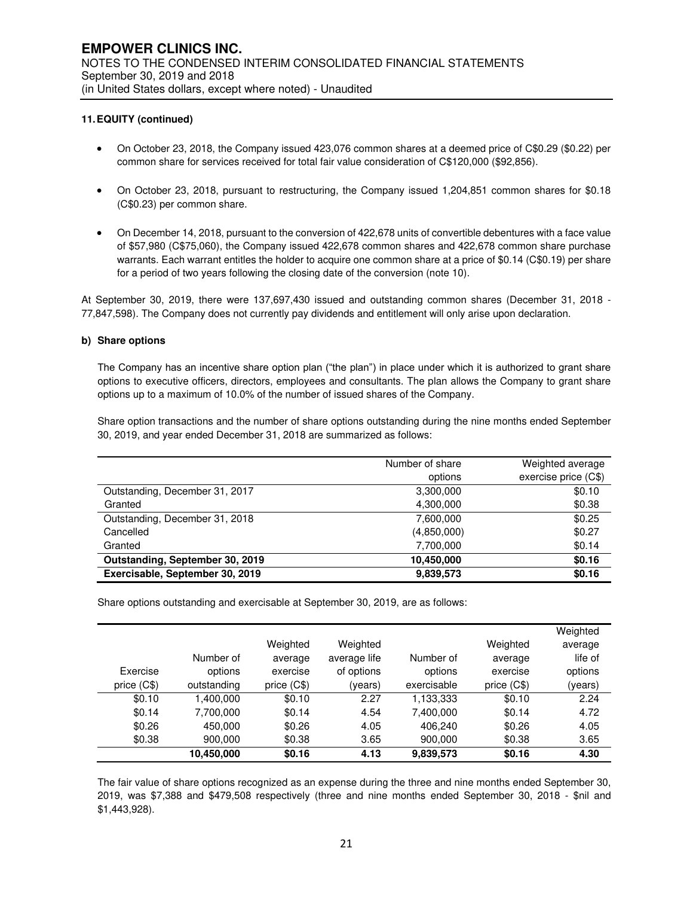**11. EQUITY (continued)**

- On October 23, 2018, the Company issued 423,076 common shares at a deemed price of C$0.29 ($0.22) per common share for services received for total fair value consideration of C$120,000 ($92,856).

- On October 23, 2018, pursuant to restructuring, the Company issued 1,204,851 common shares for $0.18 (C$0.23) per common share.

- On December 14, 2018, pursuant to the conversion of 422,678 units of convertible debentures with a face value of $57,980 (C$75,060), the Company issued 422,678 common shares and 422,678 common share purchase warrants. Each warrant entitles the holder to acquire one common share at a price of $0.14 (C$0.19) per share for a period of two years following the closing date of the conversion (note 10).

At September 30, 2019, there were 137,697,430 issued and outstanding common shares (December 31, 2018 - 77,847,598). The Company does not currently pay dividends and entitlement will only arise upon declaration.

**b) Share options**

The Company has an incentive share option plan ("the plan") in place under which it is authorized to grant share options to executive officers, directors, employees and consultants. The plan allows the Company to grant share options up to a maximum of 10.0% of the number of issued shares of the Company.

Share option transactions and the number of share options outstanding during the nine months ended September 30, 2019, and year ended December 31, 2018 are summarized as follows:

| | Number of share options | Weighted average exercise price (C$) |
|---|---|---|
| Outstanding, December 31, 2017 | 3,300,000 | $0.10 |
| Granted | 4,300,000 | $0.38 |
| Outstanding, December 31, 2018 | 7,600,000 | $0.25 |
| Cancelled | (4,850,000) | $0.27 |
| Granted | 7,700,000 | $0.14 |
| **Outstanding, September 30, 2019** | **10,450,000** | **$0.16** |
| **Exercisable, September 30, 2019** | **9,839,573** | **$0.16** |

Share options outstanding and exercisable at September 30, 2019, are as follows:

| Exercise price (C$) | Number of options outstanding | Weighted average exercise price (C$) | Weighted average life of options (years) | Number of options exercisable | Weighted average exercise price (C$) | Weighted average life of options (years) |
|---|---|---|---|---|---|---|
| $0.10 | 1,400,000 | $0.10 | 2.27 | 1,133,333 | $0.10 | 2.24 |
| $0.14 | 7,700,000 | $0.14 | 4.54 | 7,400,000 | $0.14 | 4.72 |
| $0.26 | 450,000 | $0.26 | 4.05 | 406,240 | $0.26 | 4.05 |
| $0.38 | 900,000 | $0.38 | 3.65 | 900,000 | $0.38 | 3.65 |
| | **10,450,000** | **$0.16** | **4.13** | **9,839,573** | **$0.16** | **4.30** |

The fair value of share options recognized as an expense during the three and nine months ended September 30, 2019, was $7,388 and $479,508 respectively (three and nine months ended September 30, 2018 - $nil and $1,443,928).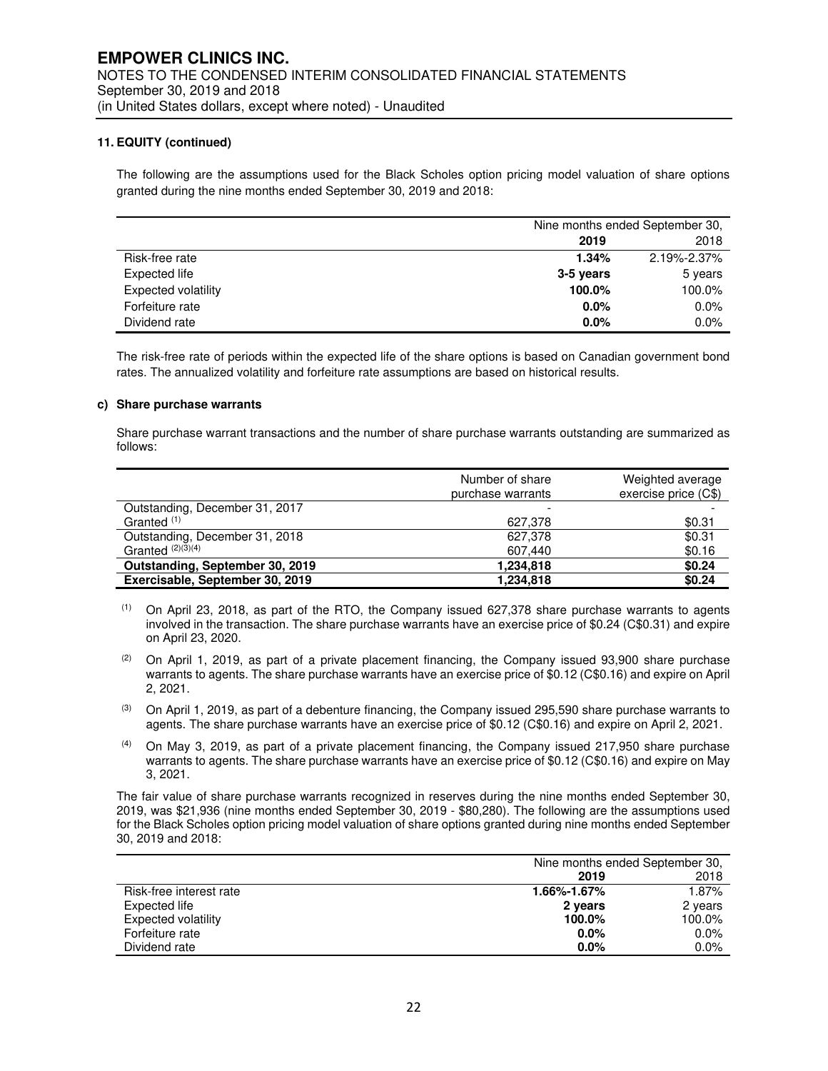# EMPOWER CLINICS INC.

NOTES TO THE CONDENSED INTERIM CONSOLIDATED FINANCIAL STATEMENTS
September 30, 2019 and 2018
(in United States dollars, except where noted) - Unaudited

**11. EQUITY (continued)**

The following are the assumptions used for the Black Scholes option pricing model valuation of share options granted during the nine months ended September 30, 2019 and 2018:

| | Nine months ended September 30, | |
|---|---|---|
| | **2019** | 2018 |
| Risk-free rate | **1.34%** | 2.19%-2.37% |
| Expected life | **3-5 years** | 5 years |
| Expected volatility | **100.0%** | 100.0% |
| Forfeiture rate | **0.0%** | 0.0% |
| Dividend rate | **0.0%** | 0.0% |

The risk-free rate of periods within the expected life of the share options is based on Canadian government bond rates. The annualized volatility and forfeiture rate assumptions are based on historical results.

**c) Share purchase warrants**

Share purchase warrant transactions and the number of share purchase warrants outstanding are summarized as follows:

| | Number of share purchase warrants | Weighted average exercise price (C$) |
|---|---|---|
| Outstanding, December 31, 2017 | - | - |
| Granted [1] | 627,378 | $0.31 |
| Outstanding, December 31, 2018 | 627,378 | $0.31 |
| Granted [2][3][4] | 607,440 | $0.16 |
| **Outstanding, September 30, 2019** | **1,234,818** | **$0.24** |
| **Exercisable, September 30, 2019** | **1,234,818** | **$0.24** |

[1] On April 23, 2018, as part of the RTO, the Company issued 627,378 share purchase warrants to agents involved in the transaction. The share purchase warrants have an exercise price of $0.24 (C$0.31) and expire on April 23, 2020.

[2] On April 1, 2019, as part of a private placement financing, the Company issued 93,900 share purchase warrants to agents. The share purchase warrants have an exercise price of $0.12 (C$0.16) and expire on April 2, 2021.

[3] On April 1, 2019, as part of a debenture financing, the Company issued 295,590 share purchase warrants to agents. The share purchase warrants have an exercise price of $0.12 (C$0.16) and expire on April 2, 2021.

[4] On May 3, 2019, as part of a private placement financing, the Company issued 217,950 share purchase warrants to agents. The share purchase warrants have an exercise price of $0.12 (C$0.16) and expire on May 3, 2021.

The fair value of share purchase warrants recognized in reserves during the nine months ended September 30, 2019, was $21,936 (nine months ended September 30, 2019 - $80,280). The following are the assumptions used for the Black Scholes option pricing model valuation of share options granted during nine months ended September 30, 2019 and 2018:

| | Nine months ended September 30, | |
|---|---|---|
| | **2019** | 2018 |
| Risk-free interest rate | **1.66%-1.67%** | 1.87% |
| Expected life | **2 years** | 2 years |
| Expected volatility | **100.0%** | 100.0% |
| Forfeiture rate | **0.0%** | 0.0% |
| Dividend rate | **0.0%** | 0.0% |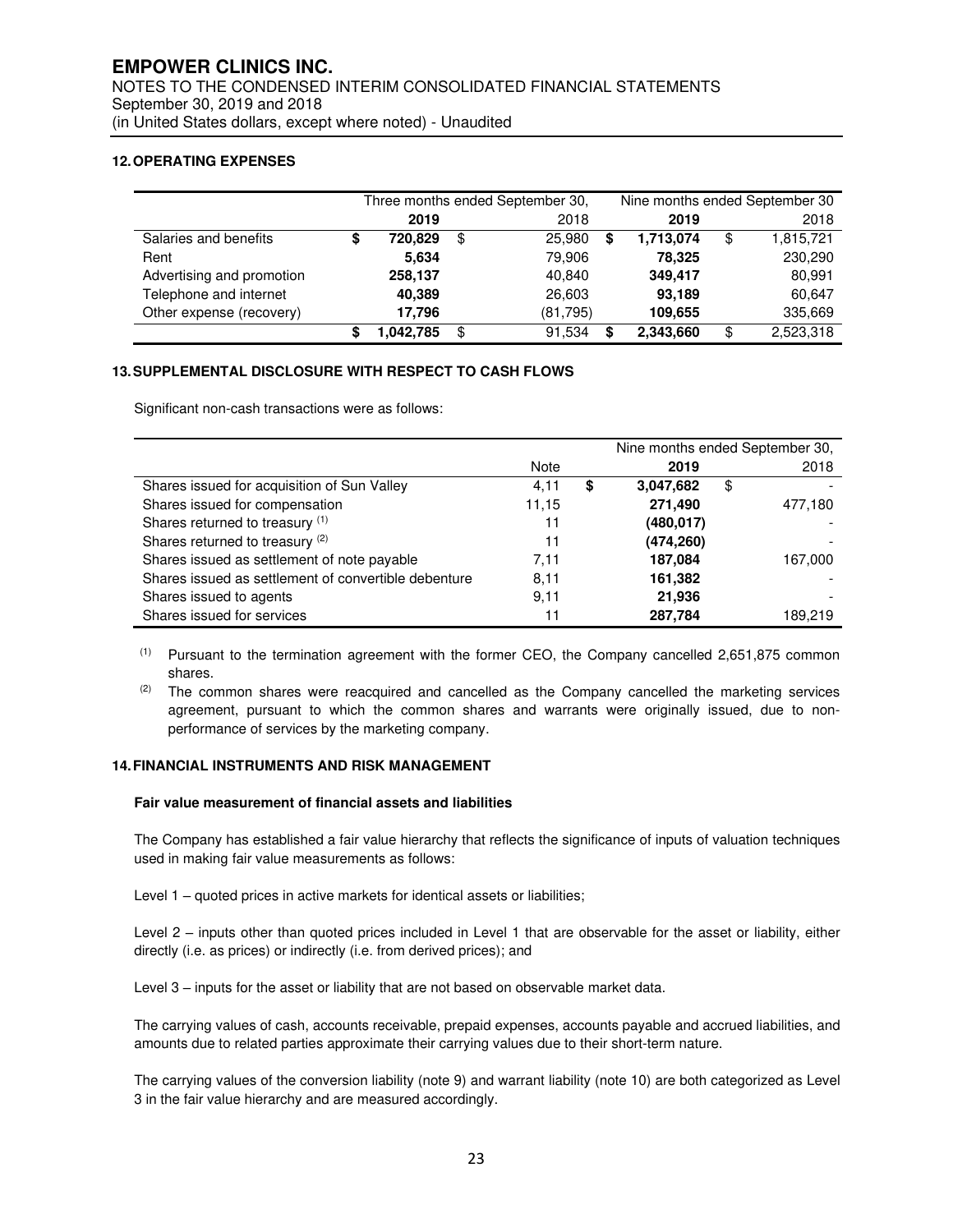## 12. OPERATING EXPENSES

| | Three months ended September 30, | | Nine months ended September 30 | |
|---|---|---|---|---|
| | **2019** | 2018 | **2019** | 2018 |
| Salaries and benefits | **$ 720,829** | $ 25,980 | **$ 1,713,074** | $ 1,815,721 |
| Rent | **5,634** | 79,906 | **78,325** | 230,290 |
| Advertising and promotion | **258,137** | 40,840 | **349,417** | 80,991 |
| Telephone and internet | **40,389** | 26,603 | **93,189** | 60,647 |
| Other expense (recovery) | **17,796** | (81,795) | **109,655** | 335,669 |
| | **$ 1,042,785** | $ 91,534 | **$ 2,343,660** | $ 2,523,318 |

## 13. SUPPLEMENTAL DISCLOSURE WITH RESPECT TO CASH FLOWS

Significant non-cash transactions were as follows:

| | | Nine months ended September 30, | |
|---|---|---|---|
| | Note | **2019** | 2018 |
| Shares issued for acquisition of Sun Valley | 4,11 | **$ 3,047,682** | $ - |
| Shares issued for compensation | 11,15 | **271,490** | 477,180 |
| Shares returned to treasury (1) | 11 | **(480,017)** | - |
| Shares returned to treasury (2) | 11 | **(474,260)** | - |
| Shares issued as settlement of note payable | 7,11 | **187,084** | 167,000 |
| Shares issued as settlement of convertible debenture | 8,11 | **161,382** | - |
| Shares issued to agents | 9,11 | **21,936** | - |
| Shares issued for services | 11 | **287,784** | 189,219 |

(1) Pursuant to the termination agreement with the former CEO, the Company cancelled 2,651,875 common shares.

(2) The common shares were reacquired and cancelled as the Company cancelled the marketing services agreement, pursuant to which the common shares and warrants were originally issued, due to non-performance of services by the marketing company.

## 14. FINANCIAL INSTRUMENTS AND RISK MANAGEMENT

### Fair value measurement of financial assets and liabilities

The Company has established a fair value hierarchy that reflects the significance of inputs of valuation techniques used in making fair value measurements as follows:

Level 1 – quoted prices in active markets for identical assets or liabilities;

Level 2 – inputs other than quoted prices included in Level 1 that are observable for the asset or liability, either directly (i.e. as prices) or indirectly (i.e. from derived prices); and

Level 3 – inputs for the asset or liability that are not based on observable market data.

The carrying values of cash, accounts receivable, prepaid expenses, accounts payable and accrued liabilities, and amounts due to related parties approximate their carrying values due to their short-term nature.

The carrying values of the conversion liability (note 9) and warrant liability (note 10) are both categorized as Level 3 in the fair value hierarchy and are measured accordingly.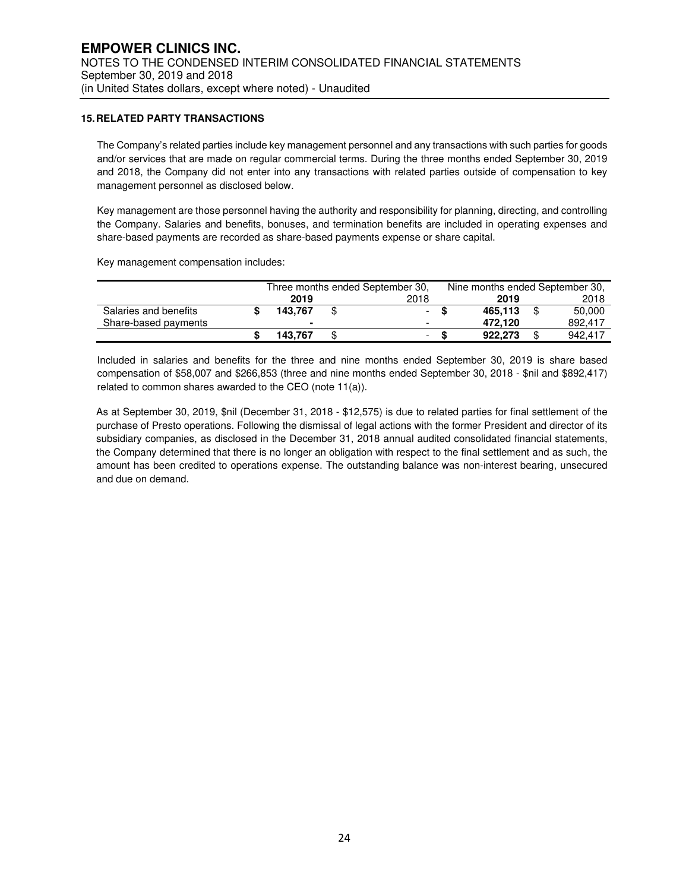## 15. RELATED PARTY TRANSACTIONS

The Company's related parties include key management personnel and any transactions with such parties for goods and/or services that are made on regular commercial terms. During the three months ended September 30, 2019 and 2018, the Company did not enter into any transactions with related parties outside of compensation to key management personnel as disclosed below.

Key management are those personnel having the authority and responsibility for planning, directing, and controlling the Company. Salaries and benefits, bonuses, and termination benefits are included in operating expenses and share-based payments are recorded as share-based payments expense or share capital.

Key management compensation includes:

| | Three months ended September 30, | | Nine months ended September 30, | |
|---|---|---|---|---|
| | **2019** | 2018 | **2019** | 2018 |
| Salaries and benefits | **$ 143,767** | $ - | **$ 465,113** | $ 50,000 |
| Share-based payments | **-** | - | **472,120** | 892,417 |
| | **$ 143,767** | $ - | **$ 922,273** | $ 942,417 |

Included in salaries and benefits for the three and nine months ended September 30, 2019 is share based compensation of $58,007 and $266,853 (three and nine months ended September 30, 2018 - $nil and $892,417) related to common shares awarded to the CEO (note 11(a)).

As at September 30, 2019, $nil (December 31, 2018 - $12,575) is due to related parties for final settlement of the purchase of Presto operations. Following the dismissal of legal actions with the former President and director of its subsidiary companies, as disclosed in the December 31, 2018 annual audited consolidated financial statements, the Company determined that there is no longer an obligation with respect to the final settlement and as such, the amount has been credited to operations expense. The outstanding balance was non-interest bearing, unsecured and due on demand.